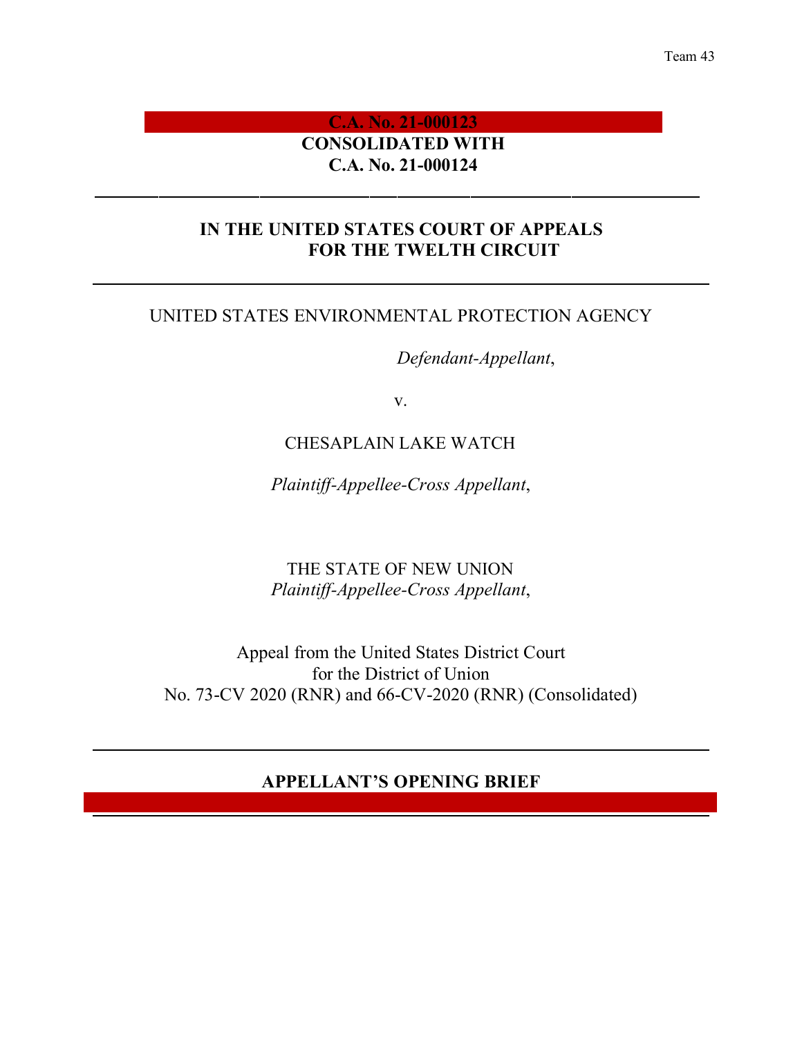Team 43

**C.A. No. 21-000123**
**CONSOLIDATED WITH**
**C.A. No. 21-000124**

---

**IN THE UNITED STATES COURT OF APPEALS**
**FOR THE TWELTH CIRCUIT**

---

UNITED STATES ENVIRONMENTAL PROTECTION AGENCY

*Defendant-Appellant*,

v.

CHESAPLAIN LAKE WATCH

*Plaintiff-Appellee-Cross Appellant*,

THE STATE OF NEW UNION
*Plaintiff-Appellee-Cross Appellant*,

Appeal from the United States District Court
for the District of Union
No. 73-CV 2020 (RNR) and 66-CV-2020 (RNR) (Consolidated)

---

**APPELLANT'S OPENING BRIEF**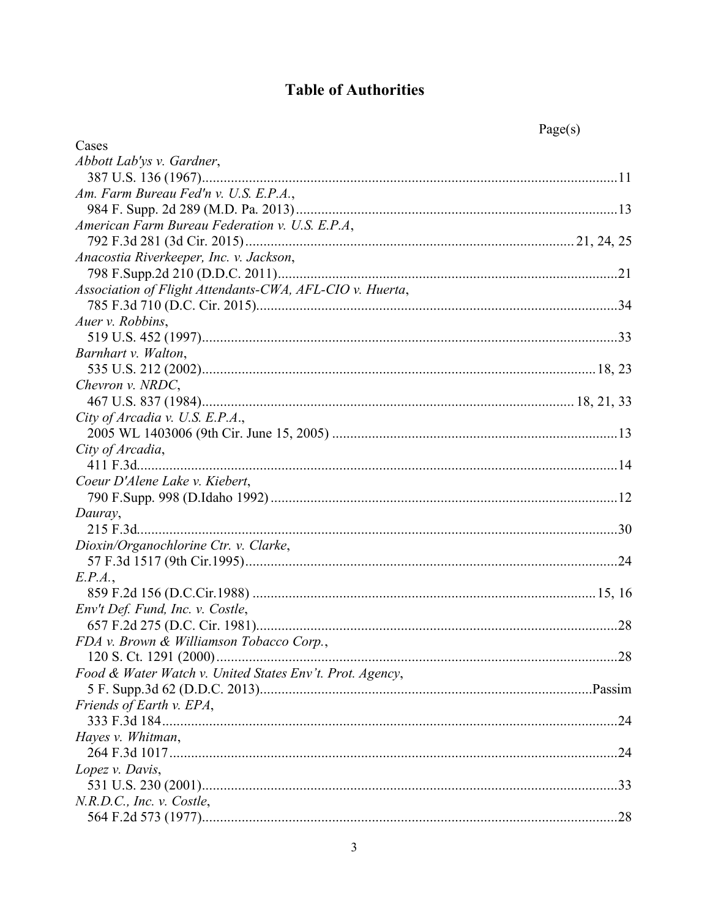# Table of Authorities

Page(s)

Cases

*Abbott Lab'ys v. Gardner*,
387 U.S. 136 (1967) ... 11

*Am. Farm Bureau Fed'n v. U.S. E.P.A.*,
984 F. Supp. 2d 289 (M.D. Pa. 2013) ... 13

*American Farm Bureau Federation v. U.S. E.P.A*,
792 F.3d 281 (3d Cir. 2015) ... 21, 24, 25

*Anacostia Riverkeeper, Inc. v. Jackson*,
798 F.Supp.2d 210 (D.D.C. 2011) ... 21

*Association of Flight Attendants-CWA, AFL-CIO v. Huerta*,
785 F.3d 710 (D.C. Cir. 2015) ... 34

*Auer v. Robbins*,
519 U.S. 452 (1997) ... 33

*Barnhart v. Walton*,
535 U.S. 212 (2002) ... 18, 23

*Chevron v. NRDC*,
467 U.S. 837 (1984) ... 18, 21, 33

*City of Arcadia v. U.S. E.P.A.*,
2005 WL 1403006 (9th Cir. June 15, 2005) ... 13

*City of Arcadia*,
411 F.3d ... 14

*Coeur D'Alene Lake v. Kiebert*,
790 F.Supp. 998 (D.Idaho 1992) ... 12

*Dauray*,
215 F.3d ... 30

*Dioxin/Organochlorine Ctr. v. Clarke*,
57 F.3d 1517 (9th Cir.1995) ... 24

*E.P.A.*,
859 F.2d 156 (D.C.Cir.1988) ... 15, 16

*Env't Def. Fund, Inc. v. Costle*,
657 F.2d 275 (D.C. Cir. 1981) ... 28

*FDA v. Brown & Williamson Tobacco Corp.*,
120 S. Ct. 1291 (2000) ... 28

*Food & Water Watch v. United States Env't. Prot. Agency*,
5 F. Supp.3d 62 (D.D.C. 2013) ... Passim

*Friends of Earth v. EPA*,
333 F.3d 184 ... 24

*Hayes v. Whitman*,
264 F.3d 1017 ... 24

*Lopez v. Davis*,
531 U.S. 230 (2001) ... 33

*N.R.D.C., Inc. v. Costle*,
564 F.2d 573 (1977) ... 28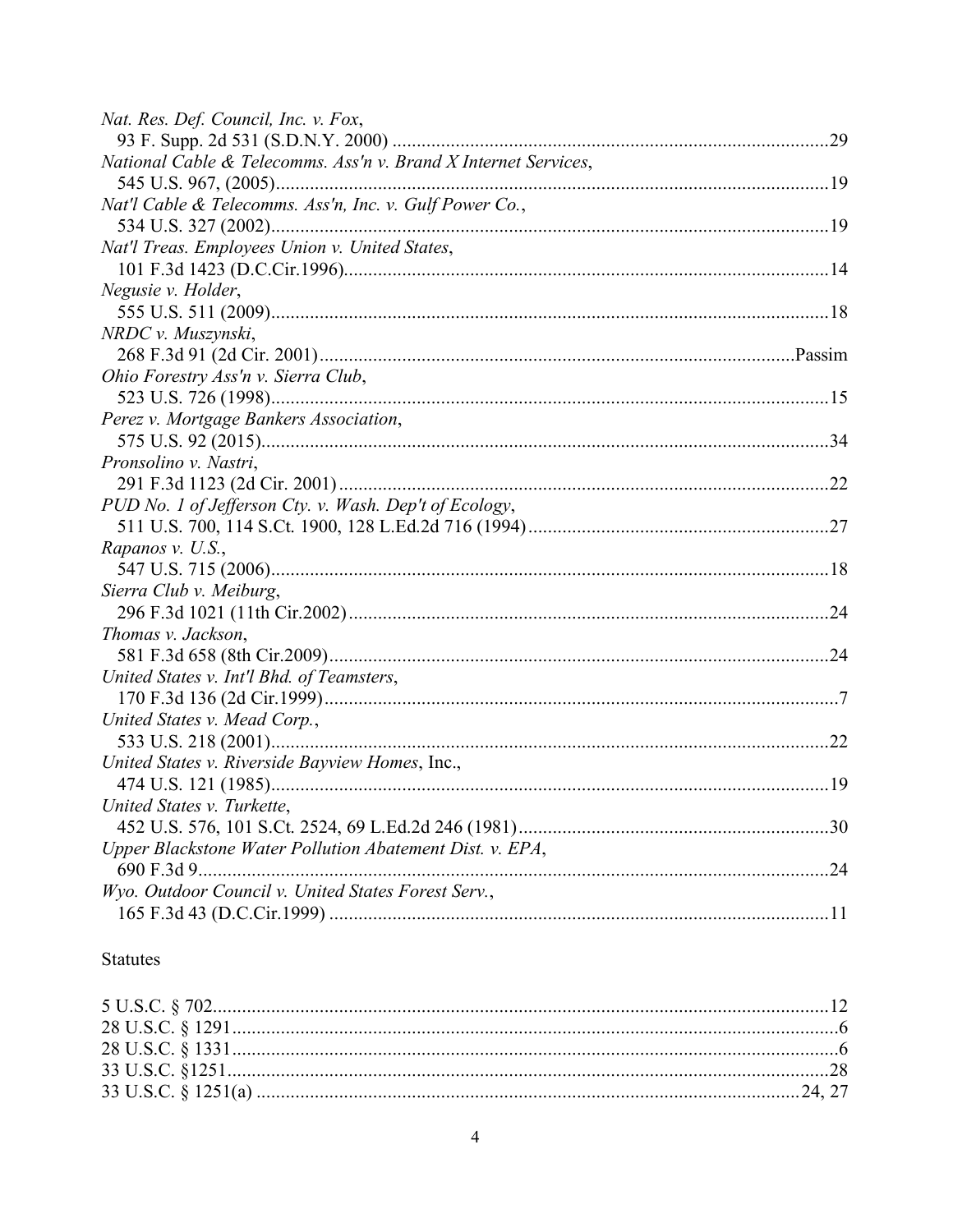*Nat. Res. Def. Council, Inc. v. Fox*,
93 F. Supp. 2d 531 (S.D.N.Y. 2000) ....................................................................................29

*National Cable & Telecomms. Ass'n v. Brand X Internet Services*,
545 U.S. 967, (2005)...................................................................................................................19

*Nat'l Cable & Telecomms. Ass'n, Inc. v. Gulf Power Co.*,
534 U.S. 327 (2002)....................................................................................................................19

*Nat'l Treas. Employees Union v. United States*,
101 F.3d 1423 (D.C.Cir.1996).....................................................................................................14

*Negusie v. Holder*,
555 U.S. 511 (2009)....................................................................................................................18

*NRDC v. Muszynski*,
268 F.3d 91 (2d Cir. 2001).....................................................................................................Passim

*Ohio Forestry Ass'n v. Sierra Club*,
523 U.S. 726 (1998)....................................................................................................................15

*Perez v. Mortgage Bankers Association*,
575 U.S. 92 (2015)......................................................................................................................34

*Pronsolino v. Nastri*,
291 F.3d 1123 (2d Cir. 2001)......................................................................................................22

*PUD No. 1 of Jefferson Cty. v. Wash. Dep't of Ecology*,
511 U.S. 700, 114 S.Ct. 1900, 128 L.Ed.2d 716 (1994)...............................................................27

*Rapanos v. U.S.*,
547 U.S. 715 (2006)....................................................................................................................18

*Sierra Club v. Meiburg*,
296 F.3d 1021 (11th Cir.2002)....................................................................................................24

*Thomas v. Jackson*,
581 F.3d 658 (8th Cir.2009)........................................................................................................24

*United States v. Int'l Bhd. of Teamsters*,
170 F.3d 136 (2d Cir.1999)...........................................................................................................7

*United States v. Mead Corp.*,
533 U.S. 218 (2001)....................................................................................................................22

*United States v. Riverside Bayview Homes*, Inc.,
474 U.S. 121 (1985)....................................................................................................................19

*United States v. Turkette*,
452 U.S. 576, 101 S.Ct. 2524, 69 L.Ed.2d 246 (1981)................................................................30

*Upper Blackstone Water Pollution Abatement Dist. v. EPA*,
690 F.3d 9....................................................................................................................................24

*Wyo. Outdoor Council v. United States Forest Serv.*,
165 F.3d 43 (D.C.Cir.1999) ........................................................................................................11

Statutes

5 U.S.C. § 702...............................................................................................................................12
28 U.S.C. § 1291.............................................................................................................................6
28 U.S.C. § 1331.............................................................................................................................6
33 U.S.C. §1251............................................................................................................................28
33 U.S.C. § 1251(a) ...............................................................................................................24, 27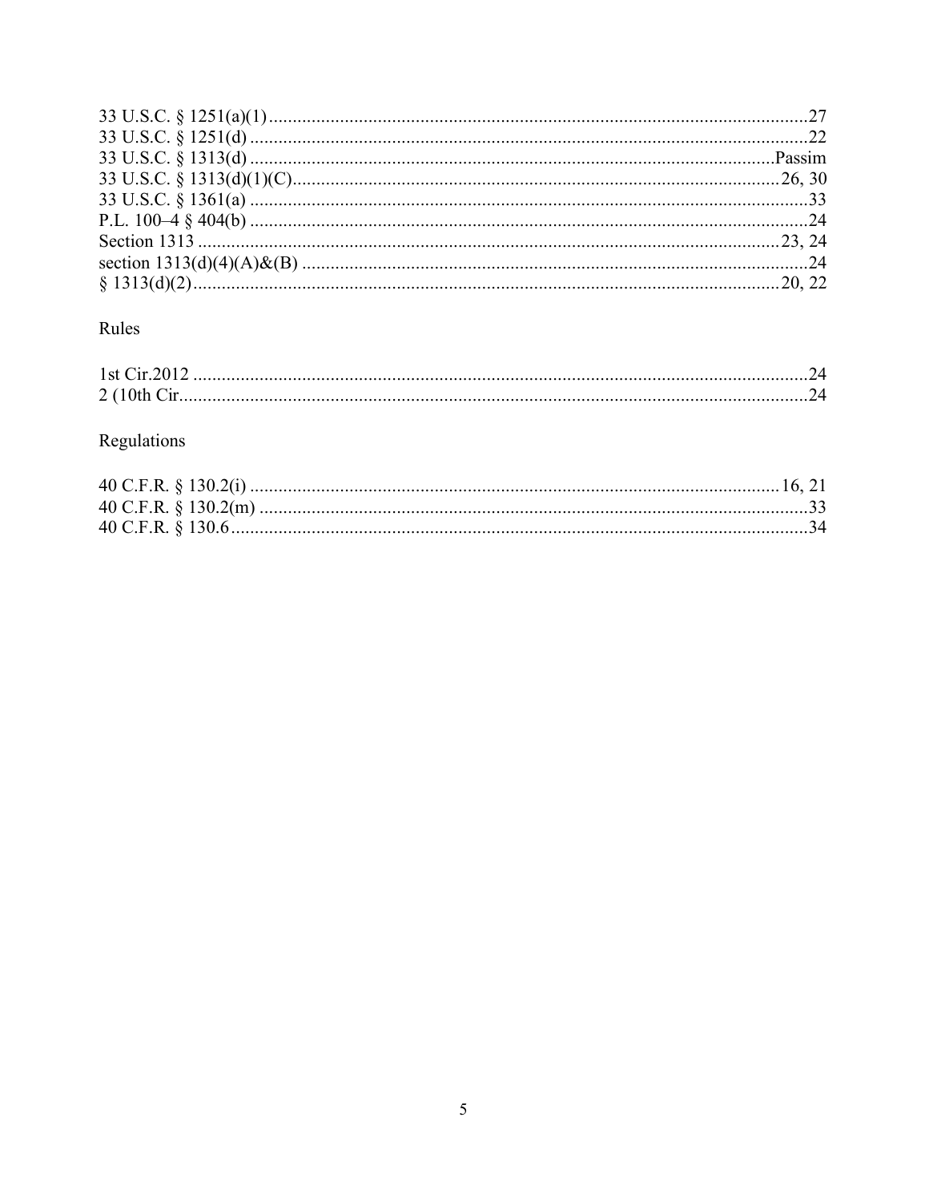33 U.S.C. § 1251(a)(1) .................................................................................................................27
33 U.S.C. § 1251(d) ......................................................................................................................22
33 U.S.C. § 1313(d) ............................................................................................................Passim
33 U.S.C. § 1313(d)(1)(C)......................................................................................................26, 30
33 U.S.C. § 1361(a) ......................................................................................................................33
P.L. 100–4 § 404(b) ......................................................................................................................24
Section 1313 ...........................................................................................................................23, 24
section 1313(d)(4)(A)&(B) ...........................................................................................................24
§ 1313(d)(2).............................................................................................................................20, 22

Rules

1st Cir.2012 ...................................................................................................................................24
2 (10th Cir......................................................................................................................................24

Regulations

40 C.F.R. § 130.2(i) .................................................................................................................16, 21
40 C.F.R. § 130.2(m) .....................................................................................................................33
40 C.F.R. § 130.6 ...........................................................................................................................34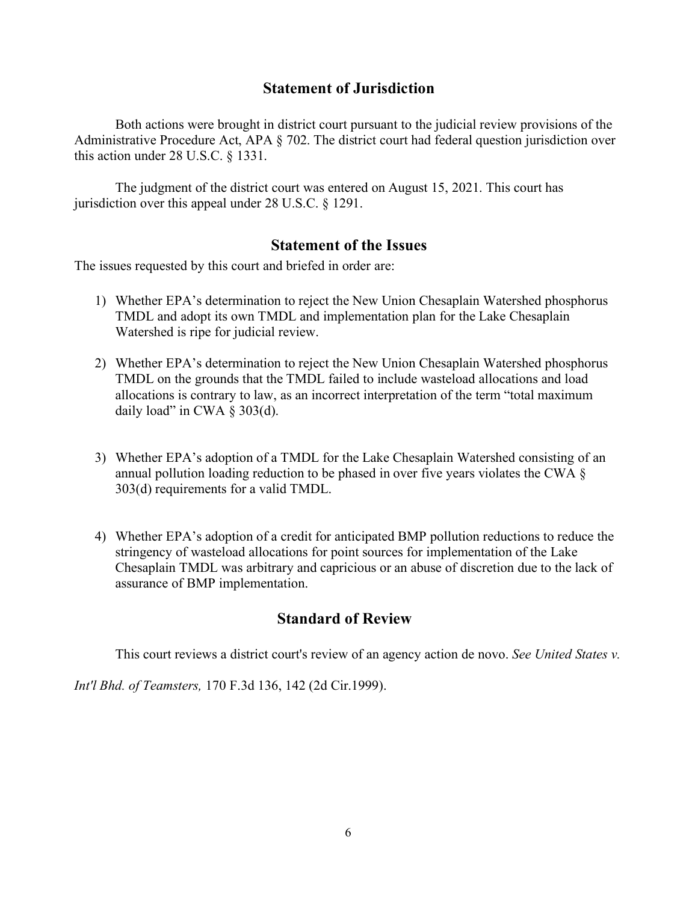## Statement of Jurisdiction

Both actions were brought in district court pursuant to the judicial review provisions of the Administrative Procedure Act, APA § 702. The district court had federal question jurisdiction over this action under 28 U.S.C. § 1331.

The judgment of the district court was entered on August 15, 2021. This court has jurisdiction over this appeal under 28 U.S.C. § 1291.

## Statement of the Issues

The issues requested by this court and briefed in order are:

1) Whether EPA's determination to reject the New Union Chesaplain Watershed phosphorus TMDL and adopt its own TMDL and implementation plan for the Lake Chesaplain Watershed is ripe for judicial review.

2) Whether EPA's determination to reject the New Union Chesaplain Watershed phosphorus TMDL on the grounds that the TMDL failed to include wasteload allocations and load allocations is contrary to law, as an incorrect interpretation of the term "total maximum daily load" in CWA § 303(d).

3) Whether EPA's adoption of a TMDL for the Lake Chesaplain Watershed consisting of an annual pollution loading reduction to be phased in over five years violates the CWA § 303(d) requirements for a valid TMDL.

4) Whether EPA's adoption of a credit for anticipated BMP pollution reductions to reduce the stringency of wasteload allocations for point sources for implementation of the Lake Chesaplain TMDL was arbitrary and capricious or an abuse of discretion due to the lack of assurance of BMP implementation.

## Standard of Review

This court reviews a district court's review of an agency action de novo. *See United States v. Int'l Bhd. of Teamsters,* 170 F.3d 136, 142 (2d Cir.1999).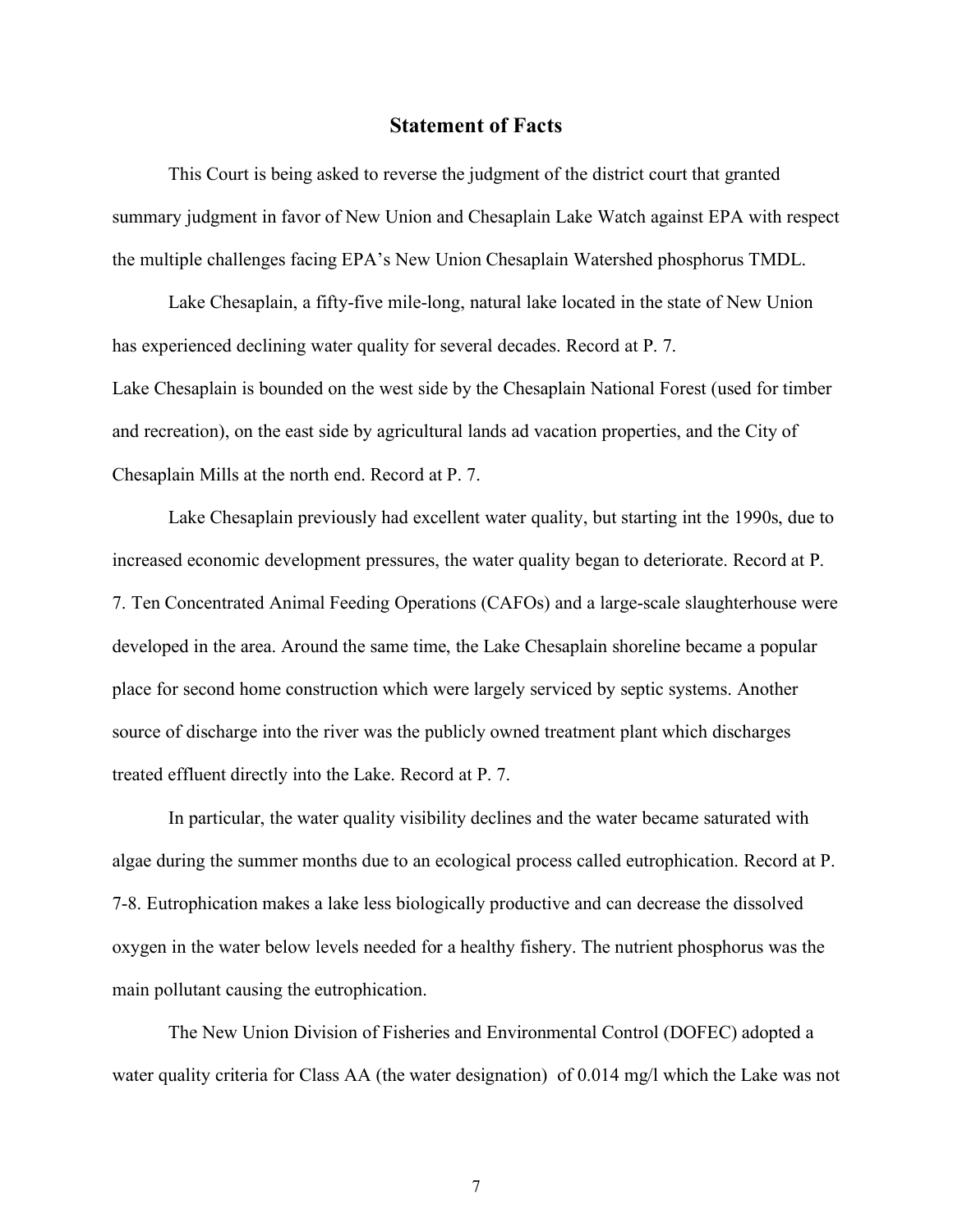## Statement of Facts

This Court is being asked to reverse the judgment of the district court that granted summary judgment in favor of New Union and Chesaplain Lake Watch against EPA with respect the multiple challenges facing EPA's New Union Chesaplain Watershed phosphorus TMDL.

Lake Chesaplain, a fifty-five mile-long, natural lake located in the state of New Union has experienced declining water quality for several decades. Record at P. 7.
Lake Chesaplain is bounded on the west side by the Chesaplain National Forest (used for timber and recreation), on the east side by agricultural lands ad vacation properties, and the City of Chesaplain Mills at the north end. Record at P. 7.

Lake Chesaplain previously had excellent water quality, but starting int the 1990s, due to increased economic development pressures, the water quality began to deteriorate. Record at P. 7. Ten Concentrated Animal Feeding Operations (CAFOs) and a large-scale slaughterhouse were developed in the area. Around the same time, the Lake Chesaplain shoreline became a popular place for second home construction which were largely serviced by septic systems. Another source of discharge into the river was the publicly owned treatment plant which discharges treated effluent directly into the Lake. Record at P. 7.

In particular, the water quality visibility declines and the water became saturated with algae during the summer months due to an ecological process called eutrophication. Record at P. 7-8. Eutrophication makes a lake less biologically productive and can decrease the dissolved oxygen in the water below levels needed for a healthy fishery. The nutrient phosphorus was the main pollutant causing the eutrophication.

The New Union Division of Fisheries and Environmental Control (DOFEC) adopted a water quality criteria for Class AA (the water designation) of 0.014 mg/l which the Lake was not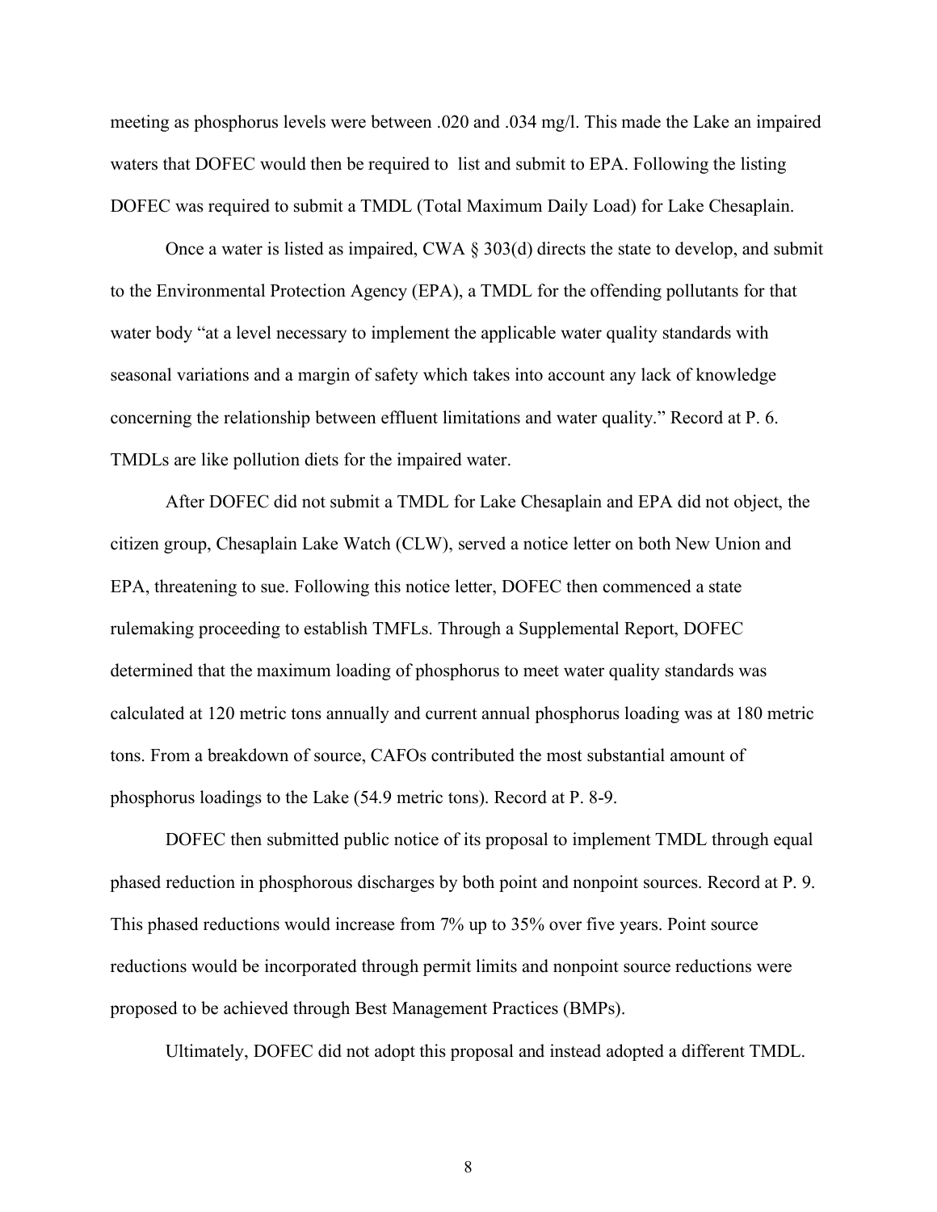meeting as phosphorus levels were between .020 and .034 mg/l. This made the Lake an impaired waters that DOFEC would then be required to  list and submit to EPA. Following the listing DOFEC was required to submit a TMDL (Total Maximum Daily Load) for Lake Chesaplain.

Once a water is listed as impaired, CWA § 303(d) directs the state to develop, and submit to the Environmental Protection Agency (EPA), a TMDL for the offending pollutants for that water body "at a level necessary to implement the applicable water quality standards with seasonal variations and a margin of safety which takes into account any lack of knowledge concerning the relationship between effluent limitations and water quality." Record at P. 6. TMDLs are like pollution diets for the impaired water.

After DOFEC did not submit a TMDL for Lake Chesaplain and EPA did not object, the citizen group, Chesaplain Lake Watch (CLW), served a notice letter on both New Union and EPA, threatening to sue. Following this notice letter, DOFEC then commenced a state rulemaking proceeding to establish TMFLs. Through a Supplemental Report, DOFEC determined that the maximum loading of phosphorus to meet water quality standards was calculated at 120 metric tons annually and current annual phosphorus loading was at 180 metric tons. From a breakdown of source, CAFOs contributed the most substantial amount of phosphorus loadings to the Lake (54.9 metric tons). Record at P. 8-9.

DOFEC then submitted public notice of its proposal to implement TMDL through equal phased reduction in phosphorous discharges by both point and nonpoint sources. Record at P. 9. This phased reductions would increase from 7% up to 35% over five years. Point source reductions would be incorporated through permit limits and nonpoint source reductions were proposed to be achieved through Best Management Practices (BMPs).

Ultimately, DOFEC did not adopt this proposal and instead adopted a different TMDL.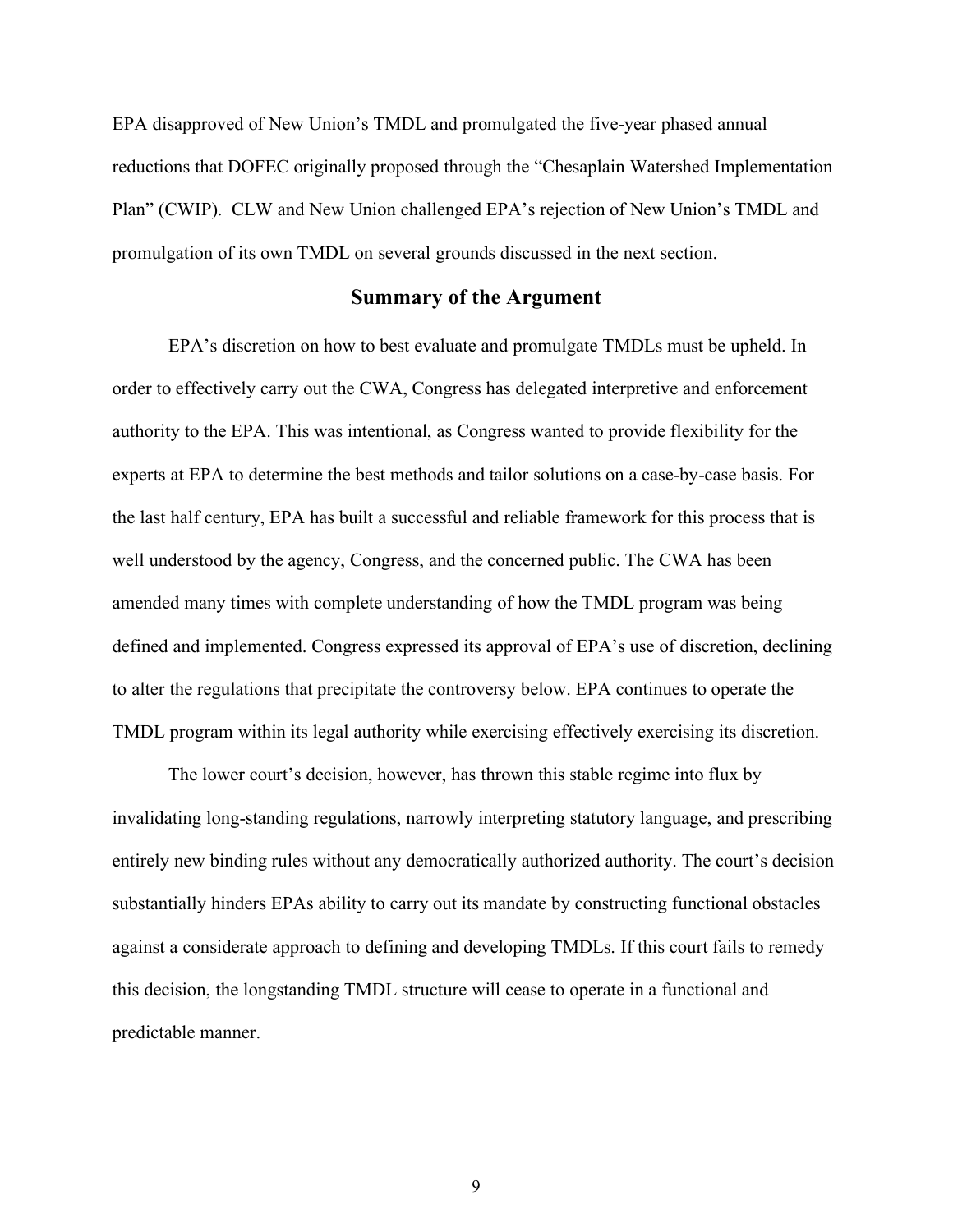EPA disapproved of New Union's TMDL and promulgated the five-year phased annual reductions that DOFEC originally proposed through the "Chesaplain Watershed Implementation Plan" (CWIP). CLW and New Union challenged EPA's rejection of New Union's TMDL and promulgation of its own TMDL on several grounds discussed in the next section.

## Summary of the Argument

EPA's discretion on how to best evaluate and promulgate TMDLs must be upheld. In order to effectively carry out the CWA, Congress has delegated interpretive and enforcement authority to the EPA. This was intentional, as Congress wanted to provide flexibility for the experts at EPA to determine the best methods and tailor solutions on a case-by-case basis. For the last half century, EPA has built a successful and reliable framework for this process that is well understood by the agency, Congress, and the concerned public. The CWA has been amended many times with complete understanding of how the TMDL program was being defined and implemented. Congress expressed its approval of EPA's use of discretion, declining to alter the regulations that precipitate the controversy below. EPA continues to operate the TMDL program within its legal authority while exercising effectively exercising its discretion.

The lower court's decision, however, has thrown this stable regime into flux by invalidating long-standing regulations, narrowly interpreting statutory language, and prescribing entirely new binding rules without any democratically authorized authority. The court's decision substantially hinders EPAs ability to carry out its mandate by constructing functional obstacles against a considerate approach to defining and developing TMDLs. If this court fails to remedy this decision, the longstanding TMDL structure will cease to operate in a functional and predictable manner.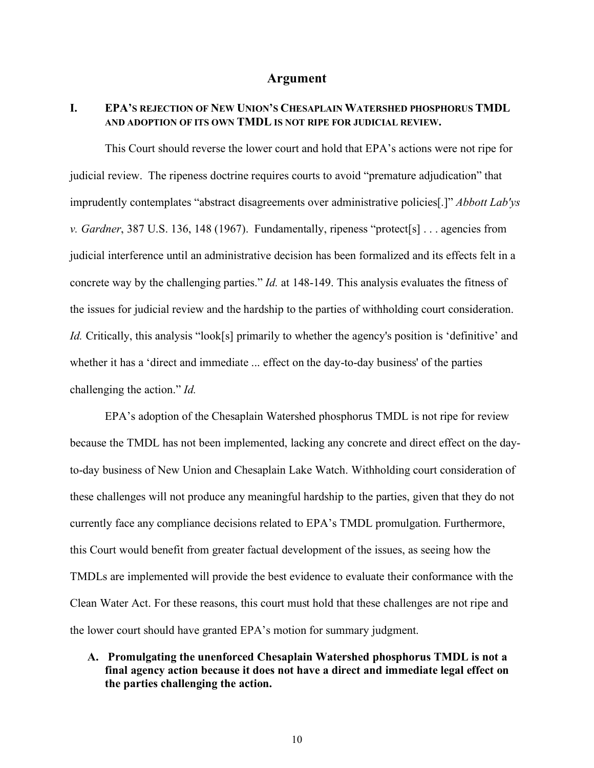# Argument

## I. EPA's rejection of New Union's Chesaplain Watershed phosphorus TMDL and adoption of its own TMDL is not ripe for judicial review.

This Court should reverse the lower court and hold that EPA's actions were not ripe for judicial review. The ripeness doctrine requires courts to avoid "premature adjudication" that imprudently contemplates "abstract disagreements over administrative policies[.]" *Abbott Lab'ys v. Gardner*, 387 U.S. 136, 148 (1967). Fundamentally, ripeness "protect[s] . . . agencies from judicial interference until an administrative decision has been formalized and its effects felt in a concrete way by the challenging parties." *Id.* at 148-149. This analysis evaluates the fitness of the issues for judicial review and the hardship to the parties of withholding court consideration. *Id.* Critically, this analysis "look[s] primarily to whether the agency's position is 'definitive' and whether it has a 'direct and immediate ... effect on the day-to-day business' of the parties challenging the action." *Id.*

EPA's adoption of the Chesaplain Watershed phosphorus TMDL is not ripe for review because the TMDL has not been implemented, lacking any concrete and direct effect on the day-to-day business of New Union and Chesaplain Lake Watch. Withholding court consideration of these challenges will not produce any meaningful hardship to the parties, given that they do not currently face any compliance decisions related to EPA's TMDL promulgation. Furthermore, this Court would benefit from greater factual development of the issues, as seeing how the TMDLs are implemented will provide the best evidence to evaluate their conformance with the Clean Water Act. For these reasons, this court must hold that these challenges are not ripe and the lower court should have granted EPA's motion for summary judgment.

### A. Promulgating the unenforced Chesaplain Watershed phosphorus TMDL is not a final agency action because it does not have a direct and immediate legal effect on the parties challenging the action.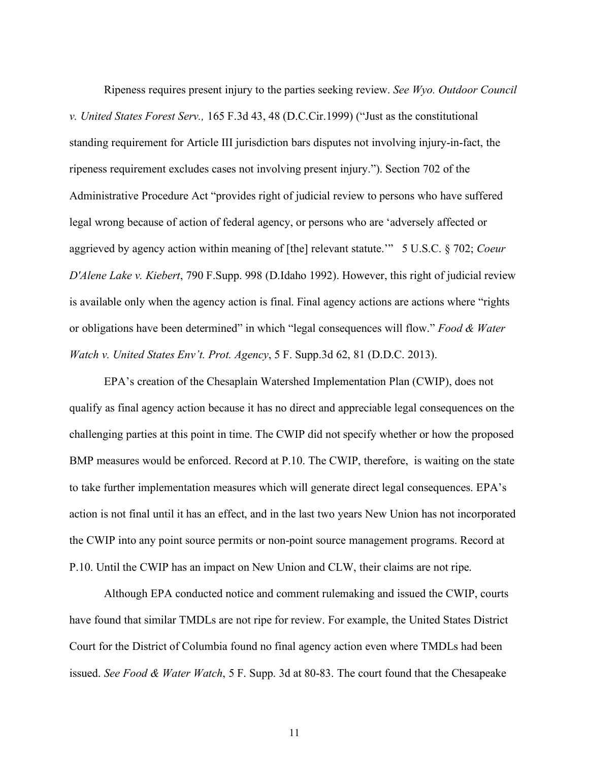Ripeness requires present injury to the parties seeking review. *See Wyo. Outdoor Council v. United States Forest Serv.,* 165 F.3d 43, 48 (D.C.Cir.1999) ("Just as the constitutional standing requirement for Article III jurisdiction bars disputes not involving injury-in-fact, the ripeness requirement excludes cases not involving present injury."). Section 702 of the Administrative Procedure Act "provides right of judicial review to persons who have suffered legal wrong because of action of federal agency, or persons who are 'adversely affected or aggrieved by agency action within meaning of [the] relevant statute.'" 5 U.S.C. § 702; *Coeur D'Alene Lake v. Kiebert*, 790 F.Supp. 998 (D.Idaho 1992). However, this right of judicial review is available only when the agency action is final. Final agency actions are actions where "rights or obligations have been determined" in which "legal consequences will flow." *Food & Water Watch v. United States Env't. Prot. Agency*, 5 F. Supp.3d 62, 81 (D.D.C. 2013).

EPA's creation of the Chesaplain Watershed Implementation Plan (CWIP), does not qualify as final agency action because it has no direct and appreciable legal consequences on the challenging parties at this point in time. The CWIP did not specify whether or how the proposed BMP measures would be enforced. Record at P.10. The CWIP, therefore, is waiting on the state to take further implementation measures which will generate direct legal consequences. EPA's action is not final until it has an effect, and in the last two years New Union has not incorporated the CWIP into any point source permits or non-point source management programs. Record at P.10. Until the CWIP has an impact on New Union and CLW, their claims are not ripe.

Although EPA conducted notice and comment rulemaking and issued the CWIP, courts have found that similar TMDLs are not ripe for review. For example, the United States District Court for the District of Columbia found no final agency action even where TMDLs had been issued. *See Food & Water Watch*, 5 F. Supp. 3d at 80-83. The court found that the Chesapeake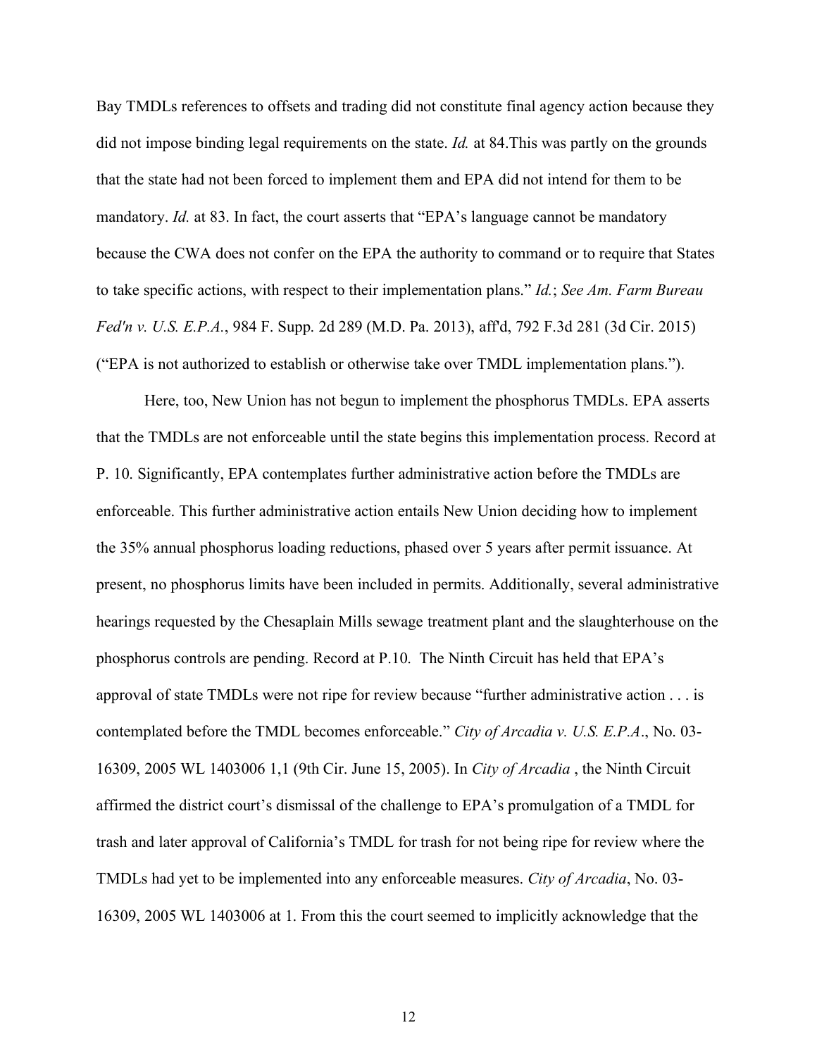Bay TMDLs references to offsets and trading did not constitute final agency action because they did not impose binding legal requirements on the state. *Id.* at 84.This was partly on the grounds that the state had not been forced to implement them and EPA did not intend for them to be mandatory. *Id.* at 83. In fact, the court asserts that "EPA's language cannot be mandatory because the CWA does not confer on the EPA the authority to command or to require that States to take specific actions, with respect to their implementation plans." *Id.*; *See Am. Farm Bureau Fed'n v. U.S. E.P.A.*, 984 F. Supp. 2d 289 (M.D. Pa. 2013), aff'd, 792 F.3d 281 (3d Cir. 2015) ("EPA is not authorized to establish or otherwise take over TMDL implementation plans.").

Here, too, New Union has not begun to implement the phosphorus TMDLs. EPA asserts that the TMDLs are not enforceable until the state begins this implementation process. Record at P. 10. Significantly, EPA contemplates further administrative action before the TMDLs are enforceable. This further administrative action entails New Union deciding how to implement the 35% annual phosphorus loading reductions, phased over 5 years after permit issuance. At present, no phosphorus limits have been included in permits. Additionally, several administrative hearings requested by the Chesaplain Mills sewage treatment plant and the slaughterhouse on the phosphorus controls are pending. Record at P.10. The Ninth Circuit has held that EPA's approval of state TMDLs were not ripe for review because "further administrative action . . . is contemplated before the TMDL becomes enforceable." *City of Arcadia v. U.S. E.P.A*., No. 03-16309, 2005 WL 1403006 1,1 (9th Cir. June 15, 2005). In *City of Arcadia* , the Ninth Circuit affirmed the district court's dismissal of the challenge to EPA's promulgation of a TMDL for trash and later approval of California's TMDL for trash for not being ripe for review where the TMDLs had yet to be implemented into any enforceable measures. *City of Arcadia*, No. 03-16309, 2005 WL 1403006 at 1. From this the court seemed to implicitly acknowledge that the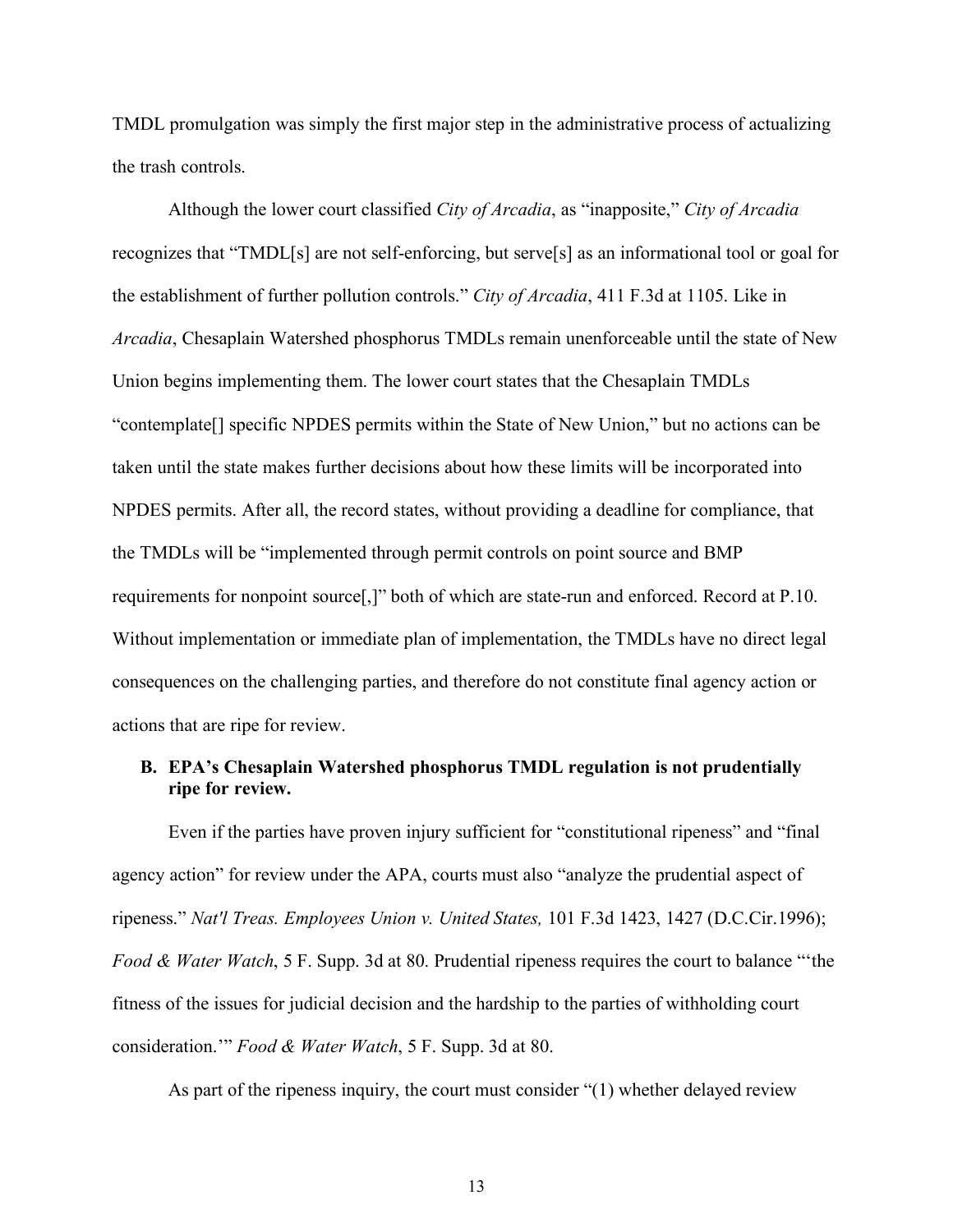TMDL promulgation was simply the first major step in the administrative process of actualizing the trash controls.

Although the lower court classified *City of Arcadia*, as "inapposite," *City of Arcadia* recognizes that "TMDL[s] are not self-enforcing, but serve[s] as an informational tool or goal for the establishment of further pollution controls." *City of Arcadia*, 411 F.3d at 1105. Like in *Arcadia*, Chesaplain Watershed phosphorus TMDLs remain unenforceable until the state of New Union begins implementing them. The lower court states that the Chesaplain TMDLs "contemplate[] specific NPDES permits within the State of New Union," but no actions can be taken until the state makes further decisions about how these limits will be incorporated into NPDES permits. After all, the record states, without providing a deadline for compliance, that the TMDLs will be "implemented through permit controls on point source and BMP requirements for nonpoint source[,]" both of which are state-run and enforced. Record at P.10. Without implementation or immediate plan of implementation, the TMDLs have no direct legal consequences on the challenging parties, and therefore do not constitute final agency action or actions that are ripe for review.

### B. EPA's Chesaplain Watershed phosphorus TMDL regulation is not prudentially ripe for review.

Even if the parties have proven injury sufficient for "constitutional ripeness" and "final agency action" for review under the APA, courts must also "analyze the prudential aspect of ripeness." *Nat'l Treas. Employees Union v. United States,* 101 F.3d 1423, 1427 (D.C.Cir.1996); *Food & Water Watch*, 5 F. Supp. 3d at 80. Prudential ripeness requires the court to balance "'the fitness of the issues for judicial decision and the hardship to the parties of withholding court consideration.'" *Food & Water Watch*, 5 F. Supp. 3d at 80.

As part of the ripeness inquiry, the court must consider "(1) whether delayed review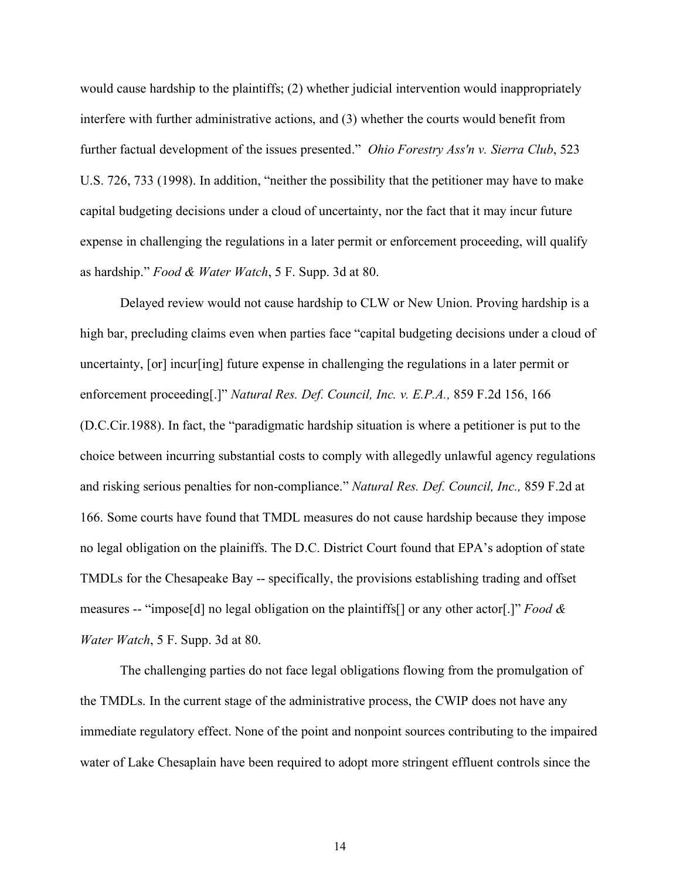would cause hardship to the plaintiffs; (2) whether judicial intervention would inappropriately interfere with further administrative actions, and (3) whether the courts would benefit from further factual development of the issues presented." *Ohio Forestry Ass'n v. Sierra Club*, 523 U.S. 726, 733 (1998). In addition, "neither the possibility that the petitioner may have to make capital budgeting decisions under a cloud of uncertainty, nor the fact that it may incur future expense in challenging the regulations in a later permit or enforcement proceeding, will qualify as hardship." *Food & Water Watch*, 5 F. Supp. 3d at 80.

Delayed review would not cause hardship to CLW or New Union. Proving hardship is a high bar, precluding claims even when parties face "capital budgeting decisions under a cloud of uncertainty, [or] incur[ing] future expense in challenging the regulations in a later permit or enforcement proceeding[.]" *Natural Res. Def. Council, Inc. v. E.P.A.,* 859 F.2d 156, 166 (D.C.Cir.1988). In fact, the "paradigmatic hardship situation is where a petitioner is put to the choice between incurring substantial costs to comply with allegedly unlawful agency regulations and risking serious penalties for non-compliance." *Natural Res. Def. Council, Inc.,* 859 F.2d at 166. Some courts have found that TMDL measures do not cause hardship because they impose no legal obligation on the plainiffs. The D.C. District Court found that EPA's adoption of state TMDLs for the Chesapeake Bay -- specifically, the provisions establishing trading and offset measures -- "impose[d] no legal obligation on the plaintiffs[] or any other actor[.]" *Food & Water Watch*, 5 F. Supp. 3d at 80.

The challenging parties do not face legal obligations flowing from the promulgation of the TMDLs. In the current stage of the administrative process, the CWIP does not have any immediate regulatory effect. None of the point and nonpoint sources contributing to the impaired water of Lake Chesaplain have been required to adopt more stringent effluent controls since the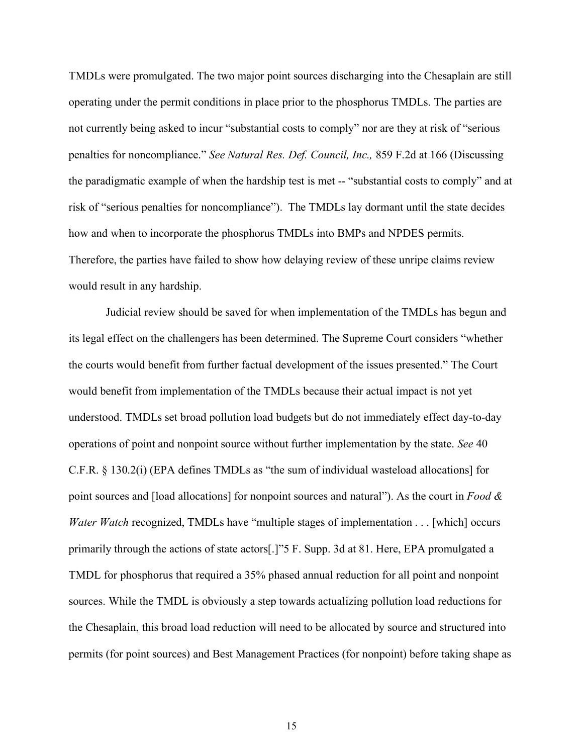TMDLs were promulgated. The two major point sources discharging into the Chesaplain are still operating under the permit conditions in place prior to the phosphorus TMDLs. The parties are not currently being asked to incur "substantial costs to comply" nor are they at risk of "serious penalties for noncompliance." *See Natural Res. Def. Council, Inc.,* 859 F.2d at 166 (Discussing the paradigmatic example of when the hardship test is met -- "substantial costs to comply" and at risk of "serious penalties for noncompliance"). The TMDLs lay dormant until the state decides how and when to incorporate the phosphorus TMDLs into BMPs and NPDES permits. Therefore, the parties have failed to show how delaying review of these unripe claims review would result in any hardship.

Judicial review should be saved for when implementation of the TMDLs has begun and its legal effect on the challengers has been determined. The Supreme Court considers "whether the courts would benefit from further factual development of the issues presented." The Court would benefit from implementation of the TMDLs because their actual impact is not yet understood. TMDLs set broad pollution load budgets but do not immediately effect day-to-day operations of point and nonpoint source without further implementation by the state. *See* 40 C.F.R. § 130.2(i) (EPA defines TMDLs as "the sum of individual wasteload allocations] for point sources and [load allocations] for nonpoint sources and natural"). As the court in *Food & Water Watch* recognized, TMDLs have "multiple stages of implementation . . . [which] occurs primarily through the actions of state actors[.]"5 F. Supp. 3d at 81. Here, EPA promulgated a TMDL for phosphorus that required a 35% phased annual reduction for all point and nonpoint sources. While the TMDL is obviously a step towards actualizing pollution load reductions for the Chesaplain, this broad load reduction will need to be allocated by source and structured into permits (for point sources) and Best Management Practices (for nonpoint) before taking shape as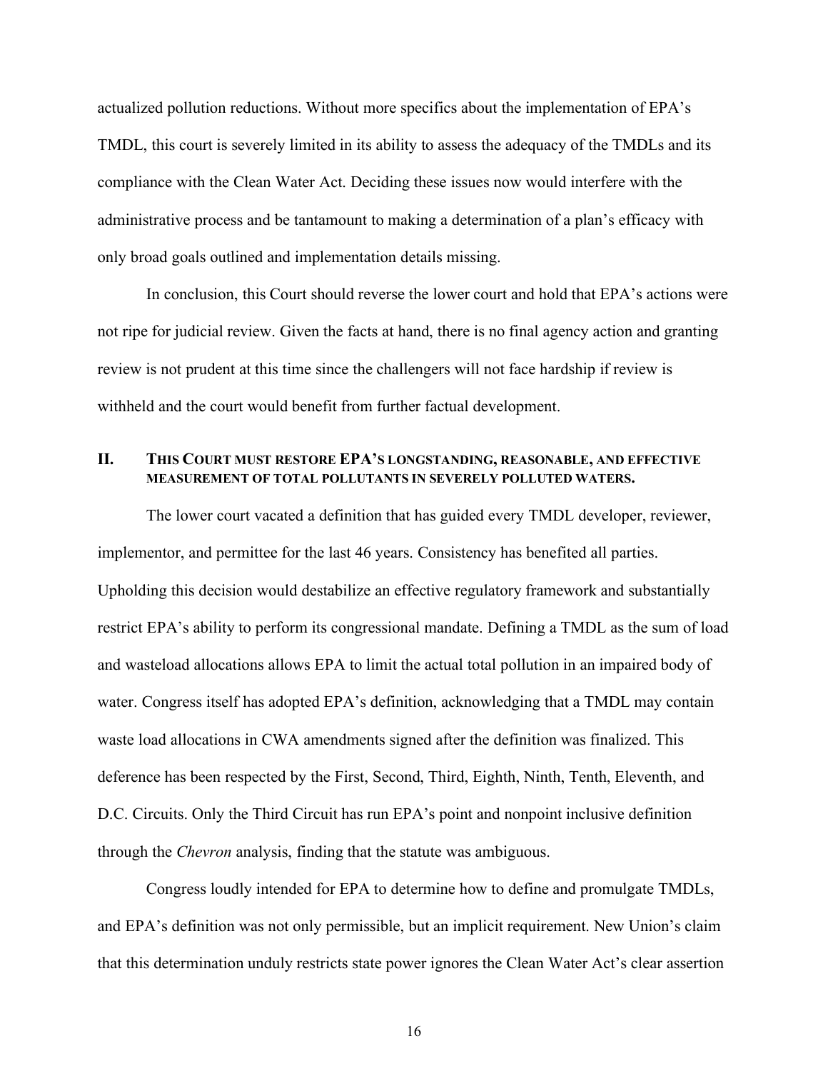actualized pollution reductions. Without more specifics about the implementation of EPA's TMDL, this court is severely limited in its ability to assess the adequacy of the TMDLs and its compliance with the Clean Water Act. Deciding these issues now would interfere with the administrative process and be tantamount to making a determination of a plan's efficacy with only broad goals outlined and implementation details missing.

In conclusion, this Court should reverse the lower court and hold that EPA's actions were not ripe for judicial review. Given the facts at hand, there is no final agency action and granting review is not prudent at this time since the challengers will not face hardship if review is withheld and the court would benefit from further factual development.

## II. THIS COURT MUST RESTORE EPA'S LONGSTANDING, REASONABLE, AND EFFECTIVE MEASUREMENT OF TOTAL POLLUTANTS IN SEVERELY POLLUTED WATERS.

The lower court vacated a definition that has guided every TMDL developer, reviewer, implementor, and permittee for the last 46 years. Consistency has benefited all parties. Upholding this decision would destabilize an effective regulatory framework and substantially restrict EPA's ability to perform its congressional mandate. Defining a TMDL as the sum of load and wasteload allocations allows EPA to limit the actual total pollution in an impaired body of water. Congress itself has adopted EPA's definition, acknowledging that a TMDL may contain waste load allocations in CWA amendments signed after the definition was finalized. This deference has been respected by the First, Second, Third, Eighth, Ninth, Tenth, Eleventh, and D.C. Circuits. Only the Third Circuit has run EPA's point and nonpoint inclusive definition through the *Chevron* analysis, finding that the statute was ambiguous.

Congress loudly intended for EPA to determine how to define and promulgate TMDLs, and EPA's definition was not only permissible, but an implicit requirement. New Union's claim that this determination unduly restricts state power ignores the Clean Water Act's clear assertion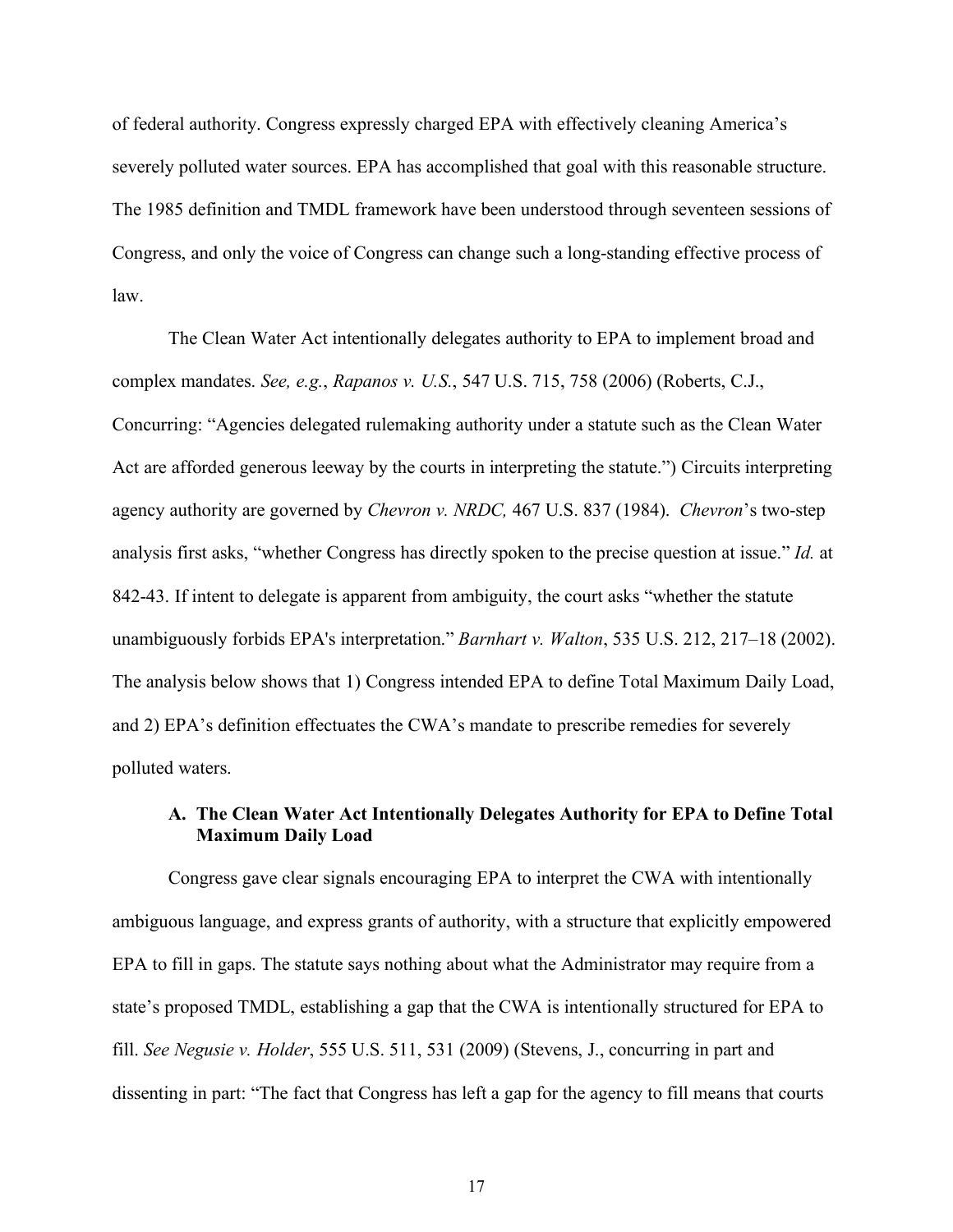of federal authority. Congress expressly charged EPA with effectively cleaning America's severely polluted water sources. EPA has accomplished that goal with this reasonable structure. The 1985 definition and TMDL framework have been understood through seventeen sessions of Congress, and only the voice of Congress can change such a long-standing effective process of law.

The Clean Water Act intentionally delegates authority to EPA to implement broad and complex mandates. *See, e.g.*, *Rapanos v. U.S.*, 547 U.S. 715, 758 (2006) (Roberts, C.J., Concurring: "Agencies delegated rulemaking authority under a statute such as the Clean Water Act are afforded generous leeway by the courts in interpreting the statute.") Circuits interpreting agency authority are governed by *Chevron v. NRDC,* 467 U.S. 837 (1984). *Chevron*'s two-step analysis first asks, "whether Congress has directly spoken to the precise question at issue." *Id.* at 842-43. If intent to delegate is apparent from ambiguity, the court asks "whether the statute unambiguously forbids EPA's interpretation." *Barnhart v. Walton*, 535 U.S. 212, 217–18 (2002). The analysis below shows that 1) Congress intended EPA to define Total Maximum Daily Load, and 2) EPA's definition effectuates the CWA's mandate to prescribe remedies for severely polluted waters.

### A. The Clean Water Act Intentionally Delegates Authority for EPA to Define Total Maximum Daily Load

Congress gave clear signals encouraging EPA to interpret the CWA with intentionally ambiguous language, and express grants of authority, with a structure that explicitly empowered EPA to fill in gaps. The statute says nothing about what the Administrator may require from a state's proposed TMDL, establishing a gap that the CWA is intentionally structured for EPA to fill. *See Negusie v. Holder*, 555 U.S. 511, 531 (2009) (Stevens, J., concurring in part and dissenting in part: "The fact that Congress has left a gap for the agency to fill means that courts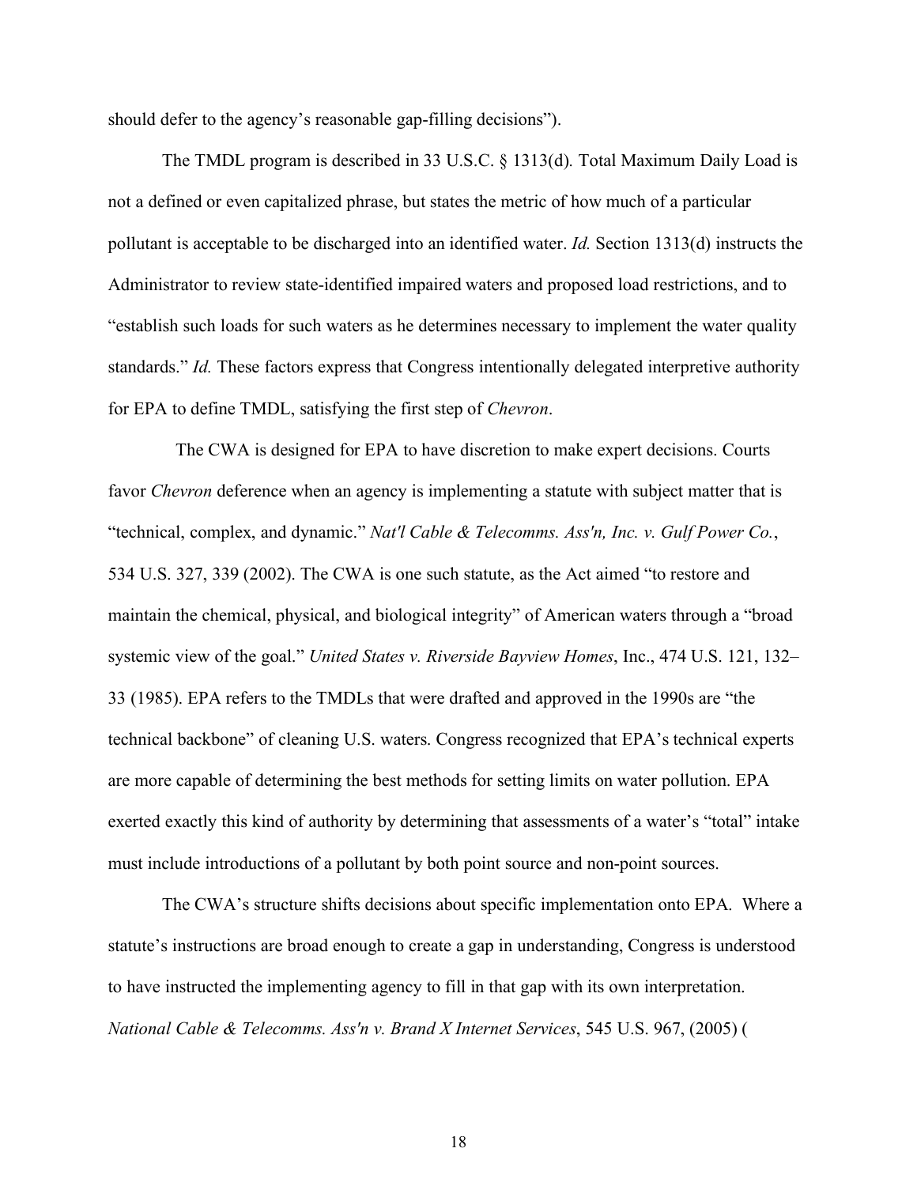should defer to the agency's reasonable gap-filling decisions").

The TMDL program is described in 33 U.S.C. § 1313(d). Total Maximum Daily Load is not a defined or even capitalized phrase, but states the metric of how much of a particular pollutant is acceptable to be discharged into an identified water. *Id.* Section 1313(d) instructs the Administrator to review state-identified impaired waters and proposed load restrictions, and to "establish such loads for such waters as he determines necessary to implement the water quality standards." *Id.* These factors express that Congress intentionally delegated interpretive authority for EPA to define TMDL, satisfying the first step of *Chevron*.

The CWA is designed for EPA to have discretion to make expert decisions. Courts favor *Chevron* deference when an agency is implementing a statute with subject matter that is "technical, complex, and dynamic." *Nat'l Cable & Telecomms. Ass'n, Inc. v. Gulf Power Co.*, 534 U.S. 327, 339 (2002). The CWA is one such statute, as the Act aimed "to restore and maintain the chemical, physical, and biological integrity" of American waters through a "broad systemic view of the goal." *United States v. Riverside Bayview Homes*, Inc., 474 U.S. 121, 132–33 (1985). EPA refers to the TMDLs that were drafted and approved in the 1990s are "the technical backbone" of cleaning U.S. waters. Congress recognized that EPA's technical experts are more capable of determining the best methods for setting limits on water pollution. EPA exerted exactly this kind of authority by determining that assessments of a water's "total" intake must include introductions of a pollutant by both point source and non-point sources.

The CWA's structure shifts decisions about specific implementation onto EPA. Where a statute's instructions are broad enough to create a gap in understanding, Congress is understood to have instructed the implementing agency to fill in that gap with its own interpretation. *National Cable & Telecomms. Ass'n v. Brand X Internet Services*, 545 U.S. 967, (2005) (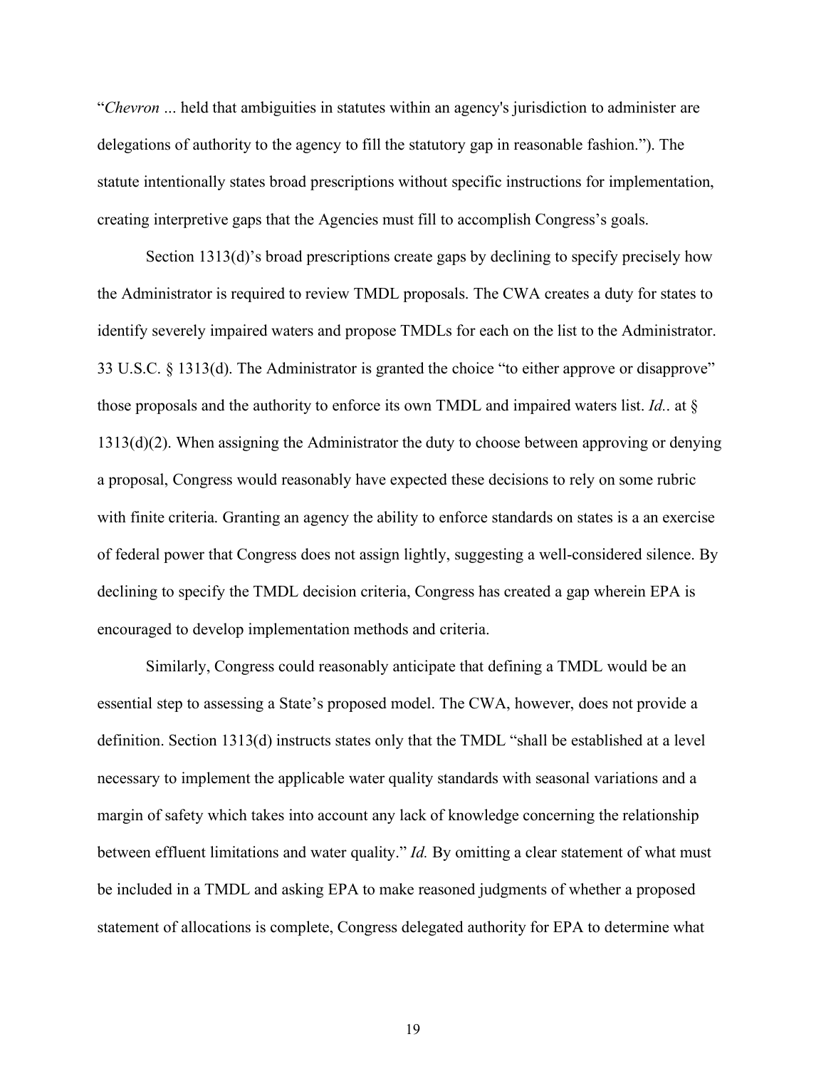"*Chevron* ... held that ambiguities in statutes within an agency's jurisdiction to administer are delegations of authority to the agency to fill the statutory gap in reasonable fashion."). The statute intentionally states broad prescriptions without specific instructions for implementation, creating interpretive gaps that the Agencies must fill to accomplish Congress's goals.

Section 1313(d)'s broad prescriptions create gaps by declining to specify precisely how the Administrator is required to review TMDL proposals. The CWA creates a duty for states to identify severely impaired waters and propose TMDLs for each on the list to the Administrator. 33 U.S.C. § 1313(d). The Administrator is granted the choice "to either approve or disapprove" those proposals and the authority to enforce its own TMDL and impaired waters list. *Id.*. at § 1313(d)(2). When assigning the Administrator the duty to choose between approving or denying a proposal, Congress would reasonably have expected these decisions to rely on some rubric with finite criteria. Granting an agency the ability to enforce standards on states is a an exercise of federal power that Congress does not assign lightly, suggesting a well-considered silence. By declining to specify the TMDL decision criteria, Congress has created a gap wherein EPA is encouraged to develop implementation methods and criteria.

Similarly, Congress could reasonably anticipate that defining a TMDL would be an essential step to assessing a State's proposed model. The CWA, however, does not provide a definition. Section 1313(d) instructs states only that the TMDL "shall be established at a level necessary to implement the applicable water quality standards with seasonal variations and a margin of safety which takes into account any lack of knowledge concerning the relationship between effluent limitations and water quality." *Id.* By omitting a clear statement of what must be included in a TMDL and asking EPA to make reasoned judgments of whether a proposed statement of allocations is complete, Congress delegated authority for EPA to determine what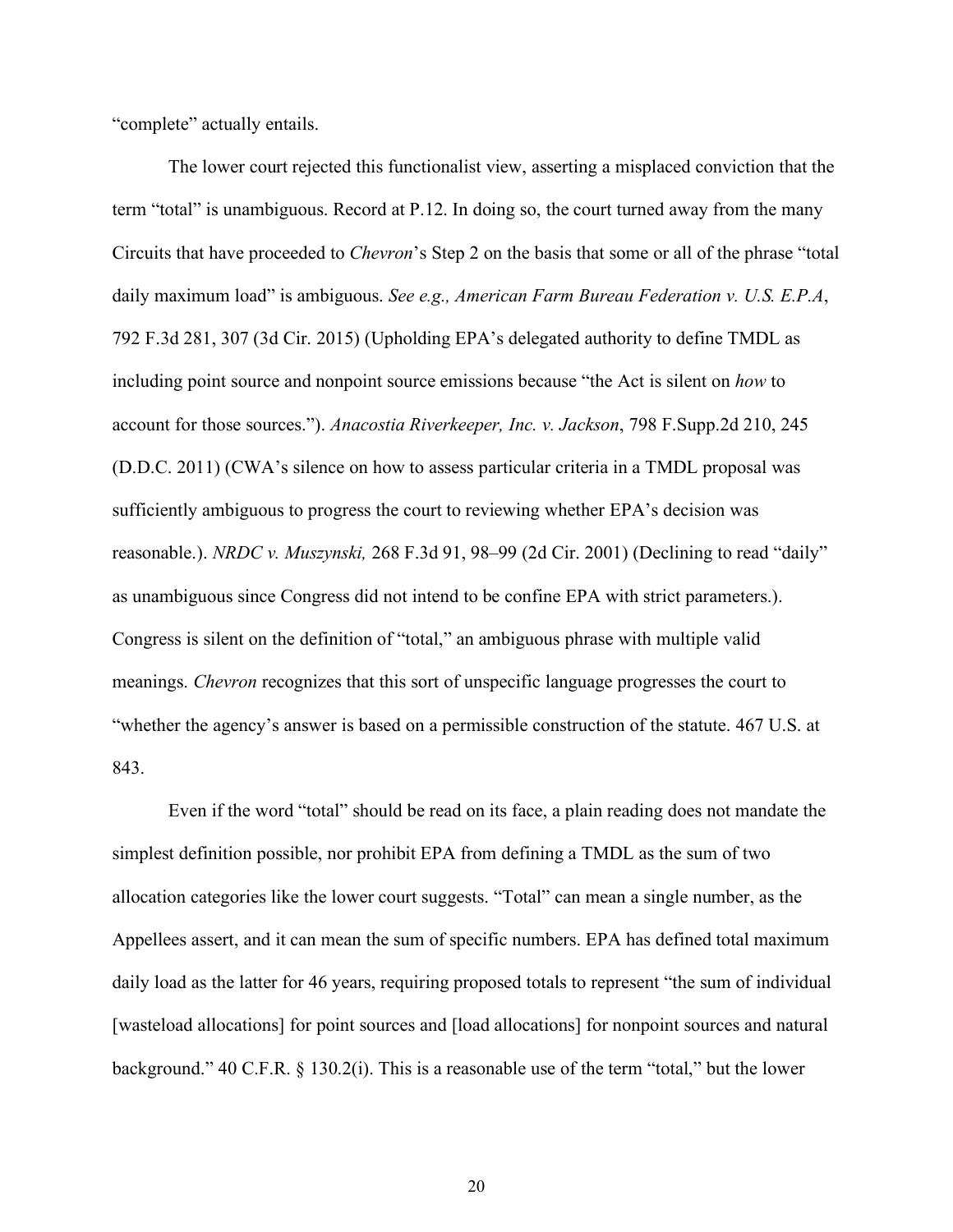"complete" actually entails.

The lower court rejected this functionalist view, asserting a misplaced conviction that the term "total" is unambiguous. Record at P.12. In doing so, the court turned away from the many Circuits that have proceeded to *Chevron*'s Step 2 on the basis that some or all of the phrase "total daily maximum load" is ambiguous. *See e.g., American Farm Bureau Federation v. U.S. E.P.A*, 792 F.3d 281, 307 (3d Cir. 2015) (Upholding EPA's delegated authority to define TMDL as including point source and nonpoint source emissions because "the Act is silent on *how* to account for those sources."). *Anacostia Riverkeeper, Inc. v. Jackson*, 798 F.Supp.2d 210, 245 (D.D.C. 2011) (CWA's silence on how to assess particular criteria in a TMDL proposal was sufficiently ambiguous to progress the court to reviewing whether EPA's decision was reasonable.). *NRDC v. Muszynski,* 268 F.3d 91, 98–99 (2d Cir. 2001) (Declining to read "daily" as unambiguous since Congress did not intend to be confine EPA with strict parameters.). Congress is silent on the definition of "total," an ambiguous phrase with multiple valid meanings. *Chevron* recognizes that this sort of unspecific language progresses the court to "whether the agency's answer is based on a permissible construction of the statute. 467 U.S. at 843.

Even if the word "total" should be read on its face, a plain reading does not mandate the simplest definition possible, nor prohibit EPA from defining a TMDL as the sum of two allocation categories like the lower court suggests. "Total" can mean a single number, as the Appellees assert, and it can mean the sum of specific numbers. EPA has defined total maximum daily load as the latter for 46 years, requiring proposed totals to represent "the sum of individual [wasteload allocations] for point sources and [load allocations] for nonpoint sources and natural background." 40 C.F.R. § 130.2(i). This is a reasonable use of the term "total," but the lower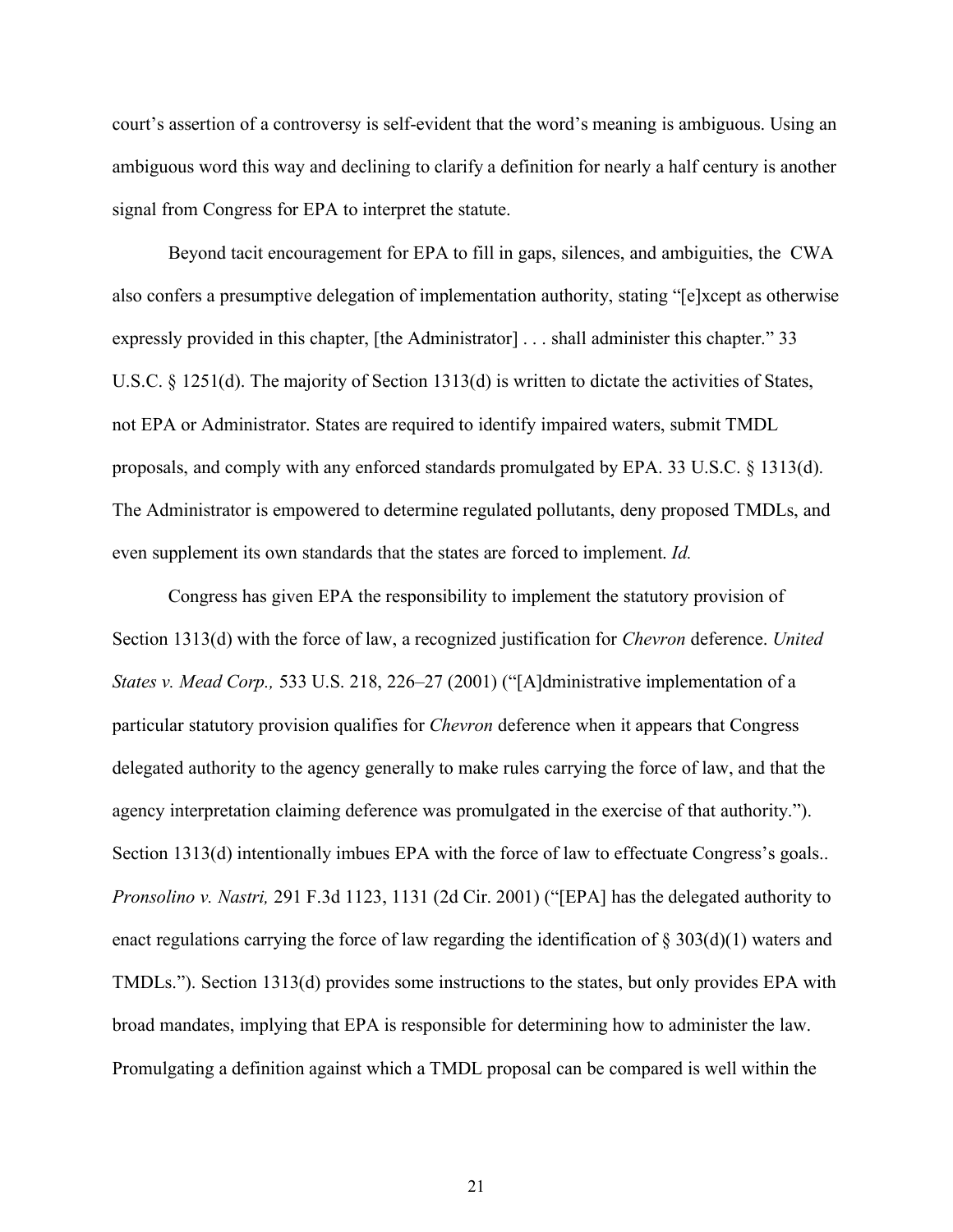court's assertion of a controversy is self-evident that the word's meaning is ambiguous. Using an ambiguous word this way and declining to clarify a definition for nearly a half century is another signal from Congress for EPA to interpret the statute.

Beyond tacit encouragement for EPA to fill in gaps, silences, and ambiguities, the CWA also confers a presumptive delegation of implementation authority, stating "[e]xcept as otherwise expressly provided in this chapter, [the Administrator] . . . shall administer this chapter." 33 U.S.C. § 1251(d). The majority of Section 1313(d) is written to dictate the activities of States, not EPA or Administrator. States are required to identify impaired waters, submit TMDL proposals, and comply with any enforced standards promulgated by EPA. 33 U.S.C. § 1313(d). The Administrator is empowered to determine regulated pollutants, deny proposed TMDLs, and even supplement its own standards that the states are forced to implement. *Id.*

Congress has given EPA the responsibility to implement the statutory provision of Section 1313(d) with the force of law, a recognized justification for *Chevron* deference. *United States v. Mead Corp.,* 533 U.S. 218, 226–27 (2001) ("[A]dministrative implementation of a particular statutory provision qualifies for *Chevron* deference when it appears that Congress delegated authority to the agency generally to make rules carrying the force of law, and that the agency interpretation claiming deference was promulgated in the exercise of that authority."). Section 1313(d) intentionally imbues EPA with the force of law to effectuate Congress's goals.. *Pronsolino v. Nastri,* 291 F.3d 1123, 1131 (2d Cir. 2001) ("[EPA] has the delegated authority to enact regulations carrying the force of law regarding the identification of § 303(d)(1) waters and TMDLs."). Section 1313(d) provides some instructions to the states, but only provides EPA with broad mandates, implying that EPA is responsible for determining how to administer the law. Promulgating a definition against which a TMDL proposal can be compared is well within the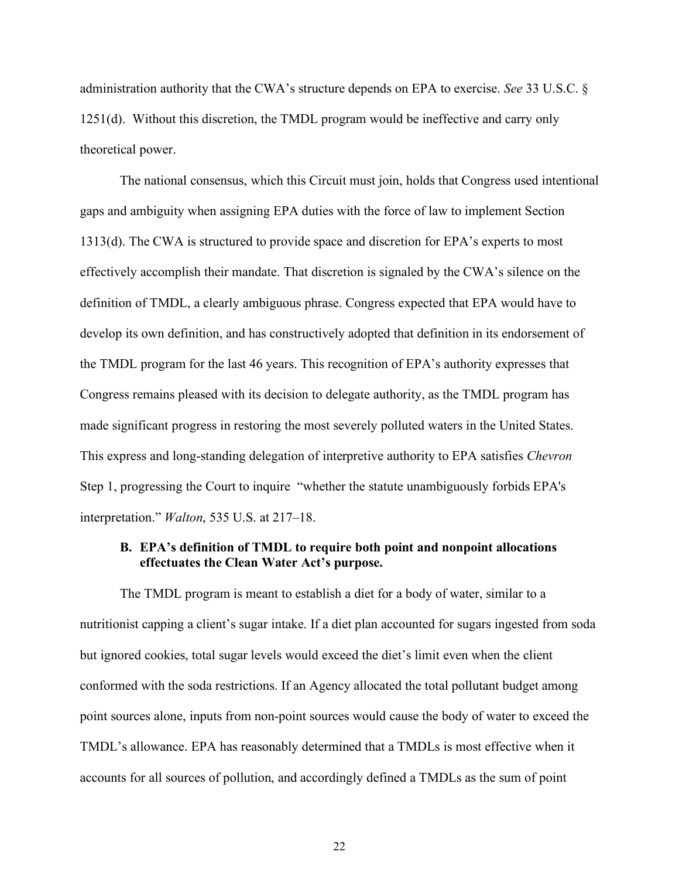administration authority that the CWA's structure depends on EPA to exercise. *See* 33 U.S.C. § 1251(d). Without this discretion, the TMDL program would be ineffective and carry only theoretical power.

The national consensus, which this Circuit must join, holds that Congress used intentional gaps and ambiguity when assigning EPA duties with the force of law to implement Section 1313(d). The CWA is structured to provide space and discretion for EPA's experts to most effectively accomplish their mandate. That discretion is signaled by the CWA's silence on the definition of TMDL, a clearly ambiguous phrase. Congress expected that EPA would have to develop its own definition, and has constructively adopted that definition in its endorsement of the TMDL program for the last 46 years. This recognition of EPA's authority expresses that Congress remains pleased with its decision to delegate authority, as the TMDL program has made significant progress in restoring the most severely polluted waters in the United States. This express and long-standing delegation of interpretive authority to EPA satisfies *Chevron* Step 1, progressing the Court to inquire "whether the statute unambiguously forbids EPA's interpretation." *Walton*, 535 U.S. at 217–18.

### B. EPA's definition of TMDL to require both point and nonpoint allocations effectuates the Clean Water Act's purpose.

The TMDL program is meant to establish a diet for a body of water, similar to a nutritionist capping a client's sugar intake. If a diet plan accounted for sugars ingested from soda but ignored cookies, total sugar levels would exceed the diet's limit even when the client conformed with the soda restrictions. If an Agency allocated the total pollutant budget among point sources alone, inputs from non-point sources would cause the body of water to exceed the TMDL's allowance. EPA has reasonably determined that a TMDLs is most effective when it accounts for all sources of pollution, and accordingly defined a TMDLs as the sum of point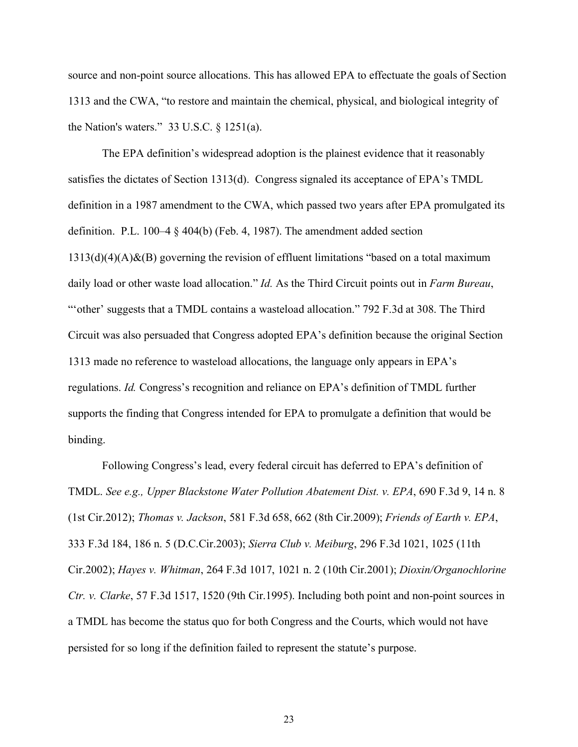source and non-point source allocations. This has allowed EPA to effectuate the goals of Section 1313 and the CWA, "to restore and maintain the chemical, physical, and biological integrity of the Nation's waters." 33 U.S.C. § 1251(a).

The EPA definition's widespread adoption is the plainest evidence that it reasonably satisfies the dictates of Section 1313(d). Congress signaled its acceptance of EPA's TMDL definition in a 1987 amendment to the CWA, which passed two years after EPA promulgated its definition. P.L. 100–4 § 404(b) (Feb. 4, 1987). The amendment added section 1313(d)(4)(A)&(B) governing the revision of effluent limitations "based on a total maximum daily load or other waste load allocation." *Id.* As the Third Circuit points out in *Farm Bureau*, "'other' suggests that a TMDL contains a wasteload allocation." 792 F.3d at 308. The Third Circuit was also persuaded that Congress adopted EPA's definition because the original Section 1313 made no reference to wasteload allocations, the language only appears in EPA's regulations. *Id.* Congress's recognition and reliance on EPA's definition of TMDL further supports the finding that Congress intended for EPA to promulgate a definition that would be binding.

Following Congress's lead, every federal circuit has deferred to EPA's definition of TMDL. *See e.g., Upper Blackstone Water Pollution Abatement Dist. v. EPA*, 690 F.3d 9, 14 n. 8 (1st Cir.2012); *Thomas v. Jackson*, 581 F.3d 658, 662 (8th Cir.2009); *Friends of Earth v. EPA*, 333 F.3d 184, 186 n. 5 (D.C.Cir.2003); *Sierra Club v. Meiburg*, 296 F.3d 1021, 1025 (11th Cir.2002); *Hayes v. Whitman*, 264 F.3d 1017, 1021 n. 2 (10th Cir.2001); *Dioxin/Organochlorine Ctr. v. Clarke*, 57 F.3d 1517, 1520 (9th Cir.1995). Including both point and non-point sources in a TMDL has become the status quo for both Congress and the Courts, which would not have persisted for so long if the definition failed to represent the statute's purpose.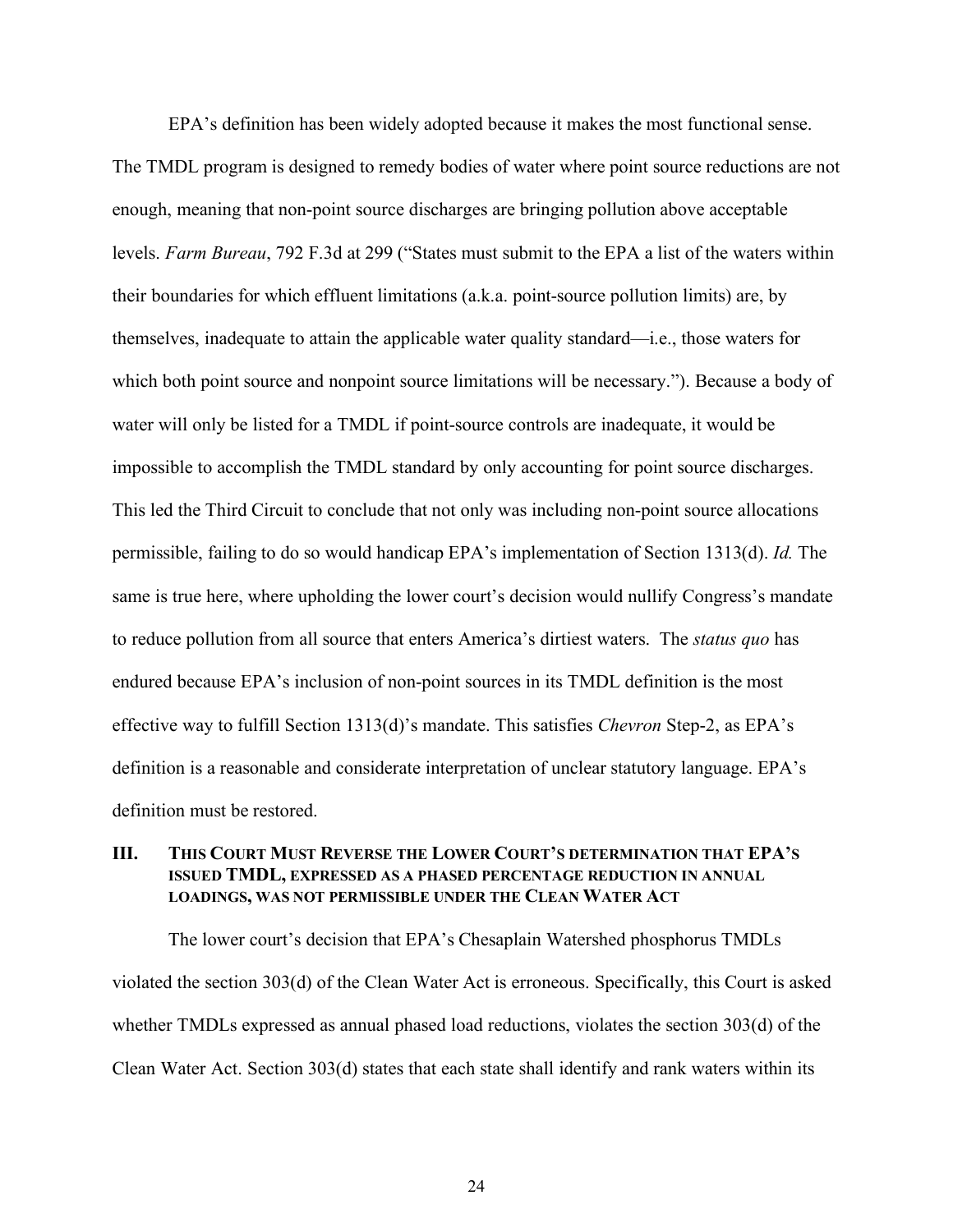EPA's definition has been widely adopted because it makes the most functional sense. The TMDL program is designed to remedy bodies of water where point source reductions are not enough, meaning that non-point source discharges are bringing pollution above acceptable levels. *Farm Bureau*, 792 F.3d at 299 ("States must submit to the EPA a list of the waters within their boundaries for which effluent limitations (a.k.a. point-source pollution limits) are, by themselves, inadequate to attain the applicable water quality standard—i.e., those waters for which both point source and nonpoint source limitations will be necessary."). Because a body of water will only be listed for a TMDL if point-source controls are inadequate, it would be impossible to accomplish the TMDL standard by only accounting for point source discharges. This led the Third Circuit to conclude that not only was including non-point source allocations permissible, failing to do so would handicap EPA's implementation of Section 1313(d). *Id.* The same is true here, where upholding the lower court's decision would nullify Congress's mandate to reduce pollution from all source that enters America's dirtiest waters. The *status quo* has endured because EPA's inclusion of non-point sources in its TMDL definition is the most effective way to fulfill Section 1313(d)'s mandate. This satisfies *Chevron* Step-2, as EPA's definition is a reasonable and considerate interpretation of unclear statutory language. EPA's definition must be restored.

## III. THIS COURT MUST REVERSE THE LOWER COURT'S DETERMINATION THAT EPA'S ISSUED TMDL, EXPRESSED AS A PHASED PERCENTAGE REDUCTION IN ANNUAL LOADINGS, WAS NOT PERMISSIBLE UNDER THE CLEAN WATER ACT

The lower court's decision that EPA's Chesaplain Watershed phosphorus TMDLs violated the section 303(d) of the Clean Water Act is erroneous. Specifically, this Court is asked whether TMDLs expressed as annual phased load reductions, violates the section 303(d) of the Clean Water Act. Section 303(d) states that each state shall identify and rank waters within its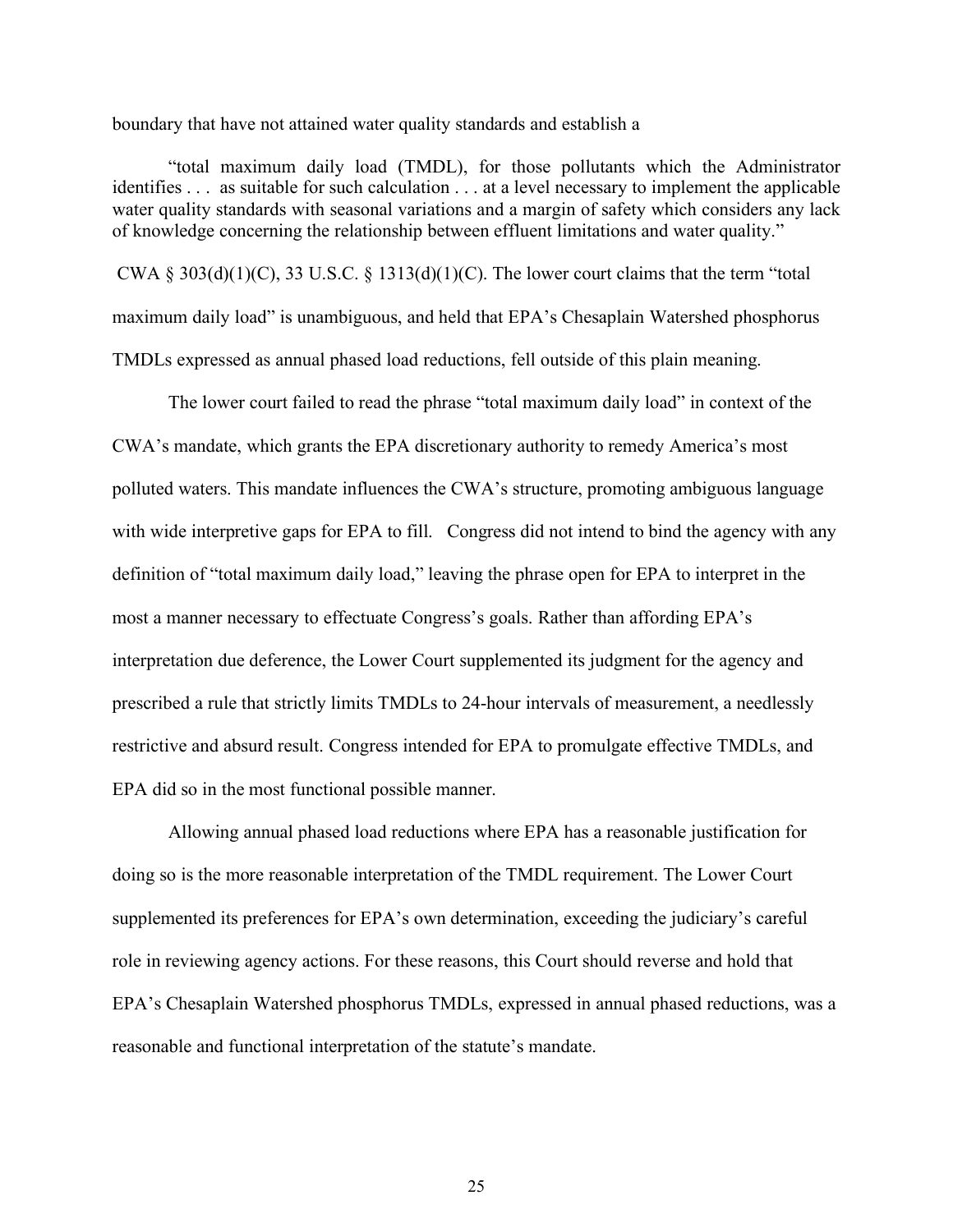boundary that have not attained water quality standards and establish a

> "total maximum daily load (TMDL), for those pollutants which the Administrator identifies . . . as suitable for such calculation . . . at a level necessary to implement the applicable water quality standards with seasonal variations and a margin of safety which considers any lack of knowledge concerning the relationship between effluent limitations and water quality."

CWA § 303(d)(1)(C), 33 U.S.C. § 1313(d)(1)(C). The lower court claims that the term "total maximum daily load" is unambiguous, and held that EPA's Chesaplain Watershed phosphorus TMDLs expressed as annual phased load reductions, fell outside of this plain meaning.

The lower court failed to read the phrase "total maximum daily load" in context of the CWA's mandate, which grants the EPA discretionary authority to remedy America's most polluted waters. This mandate influences the CWA's structure, promoting ambiguous language with wide interpretive gaps for EPA to fill. Congress did not intend to bind the agency with any definition of "total maximum daily load," leaving the phrase open for EPA to interpret in the most a manner necessary to effectuate Congress's goals. Rather than affording EPA's interpretation due deference, the Lower Court supplemented its judgment for the agency and prescribed a rule that strictly limits TMDLs to 24-hour intervals of measurement, a needlessly restrictive and absurd result. Congress intended for EPA to promulgate effective TMDLs, and EPA did so in the most functional possible manner.

Allowing annual phased load reductions where EPA has a reasonable justification for doing so is the more reasonable interpretation of the TMDL requirement. The Lower Court supplemented its preferences for EPA's own determination, exceeding the judiciary's careful role in reviewing agency actions. For these reasons, this Court should reverse and hold that EPA's Chesaplain Watershed phosphorus TMDLs, expressed in annual phased reductions, was a reasonable and functional interpretation of the statute's mandate.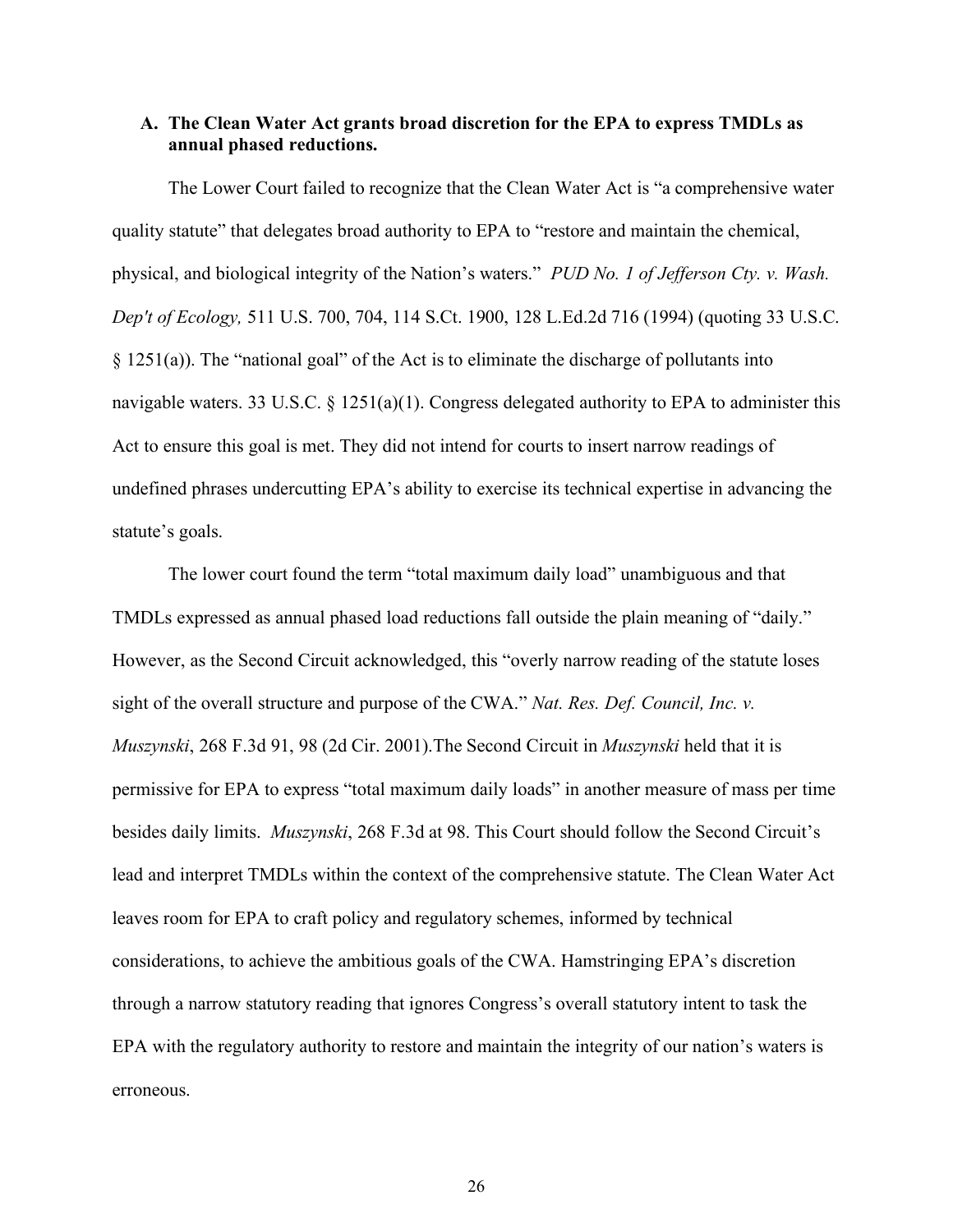### A. The Clean Water Act grants broad discretion for the EPA to express TMDLs as annual phased reductions.

The Lower Court failed to recognize that the Clean Water Act is "a comprehensive water quality statute" that delegates broad authority to EPA to "restore and maintain the chemical, physical, and biological integrity of the Nation's waters." *PUD No. 1 of Jefferson Cty. v. Wash. Dep't of Ecology,* 511 U.S. 700, 704, 114 S.Ct. 1900, 128 L.Ed.2d 716 (1994) (quoting 33 U.S.C. § 1251(a)). The "national goal" of the Act is to eliminate the discharge of pollutants into navigable waters. 33 U.S.C. § 1251(a)(1). Congress delegated authority to EPA to administer this Act to ensure this goal is met. They did not intend for courts to insert narrow readings of undefined phrases undercutting EPA's ability to exercise its technical expertise in advancing the statute's goals.

The lower court found the term "total maximum daily load" unambiguous and that TMDLs expressed as annual phased load reductions fall outside the plain meaning of "daily." However, as the Second Circuit acknowledged, this "overly narrow reading of the statute loses sight of the overall structure and purpose of the CWA." *Nat. Res. Def. Council, Inc. v. Muszynski*, 268 F.3d 91, 98 (2d Cir. 2001).The Second Circuit in *Muszynski* held that it is permissive for EPA to express "total maximum daily loads" in another measure of mass per time besides daily limits. *Muszynski*, 268 F.3d at 98. This Court should follow the Second Circuit's lead and interpret TMDLs within the context of the comprehensive statute. The Clean Water Act leaves room for EPA to craft policy and regulatory schemes, informed by technical considerations, to achieve the ambitious goals of the CWA. Hamstringing EPA's discretion through a narrow statutory reading that ignores Congress's overall statutory intent to task the EPA with the regulatory authority to restore and maintain the integrity of our nation's waters is erroneous.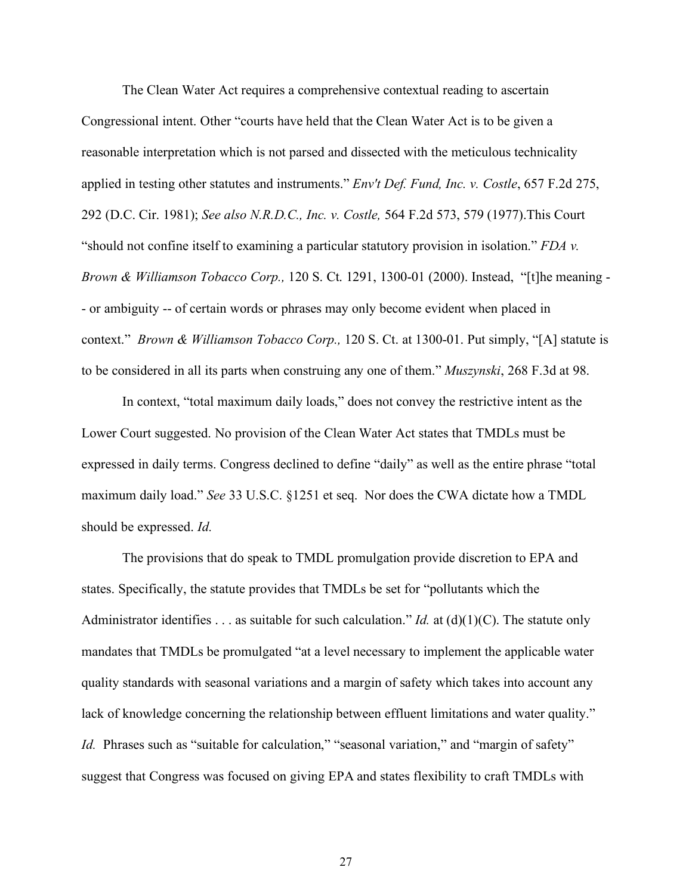The Clean Water Act requires a comprehensive contextual reading to ascertain Congressional intent. Other "courts have held that the Clean Water Act is to be given a reasonable interpretation which is not parsed and dissected with the meticulous technicality applied in testing other statutes and instruments." *Env't Def. Fund, Inc. v. Costle*, 657 F.2d 275, 292 (D.C. Cir. 1981); *See also N.R.D.C., Inc. v. Costle,* 564 F.2d 573, 579 (1977).This Court "should not confine itself to examining a particular statutory provision in isolation." *FDA v. Brown & Williamson Tobacco Corp.,* 120 S. Ct. 1291, 1300-01 (2000). Instead, "[t]he meaning -- or ambiguity -- of certain words or phrases may only become evident when placed in context." *Brown & Williamson Tobacco Corp.,* 120 S. Ct. at 1300-01. Put simply, "[A] statute is to be considered in all its parts when construing any one of them." *Muszynski*, 268 F.3d at 98.

In context, "total maximum daily loads," does not convey the restrictive intent as the Lower Court suggested. No provision of the Clean Water Act states that TMDLs must be expressed in daily terms. Congress declined to define "daily" as well as the entire phrase "total maximum daily load." *See* 33 U.S.C. §1251 et seq. Nor does the CWA dictate how a TMDL should be expressed. *Id.*

The provisions that do speak to TMDL promulgation provide discretion to EPA and states. Specifically, the statute provides that TMDLs be set for "pollutants which the Administrator identifies . . . as suitable for such calculation." *Id.* at (d)(1)(C). The statute only mandates that TMDLs be promulgated "at a level necessary to implement the applicable water quality standards with seasonal variations and a margin of safety which takes into account any lack of knowledge concerning the relationship between effluent limitations and water quality." *Id.* Phrases such as "suitable for calculation," "seasonal variation," and "margin of safety" suggest that Congress was focused on giving EPA and states flexibility to craft TMDLs with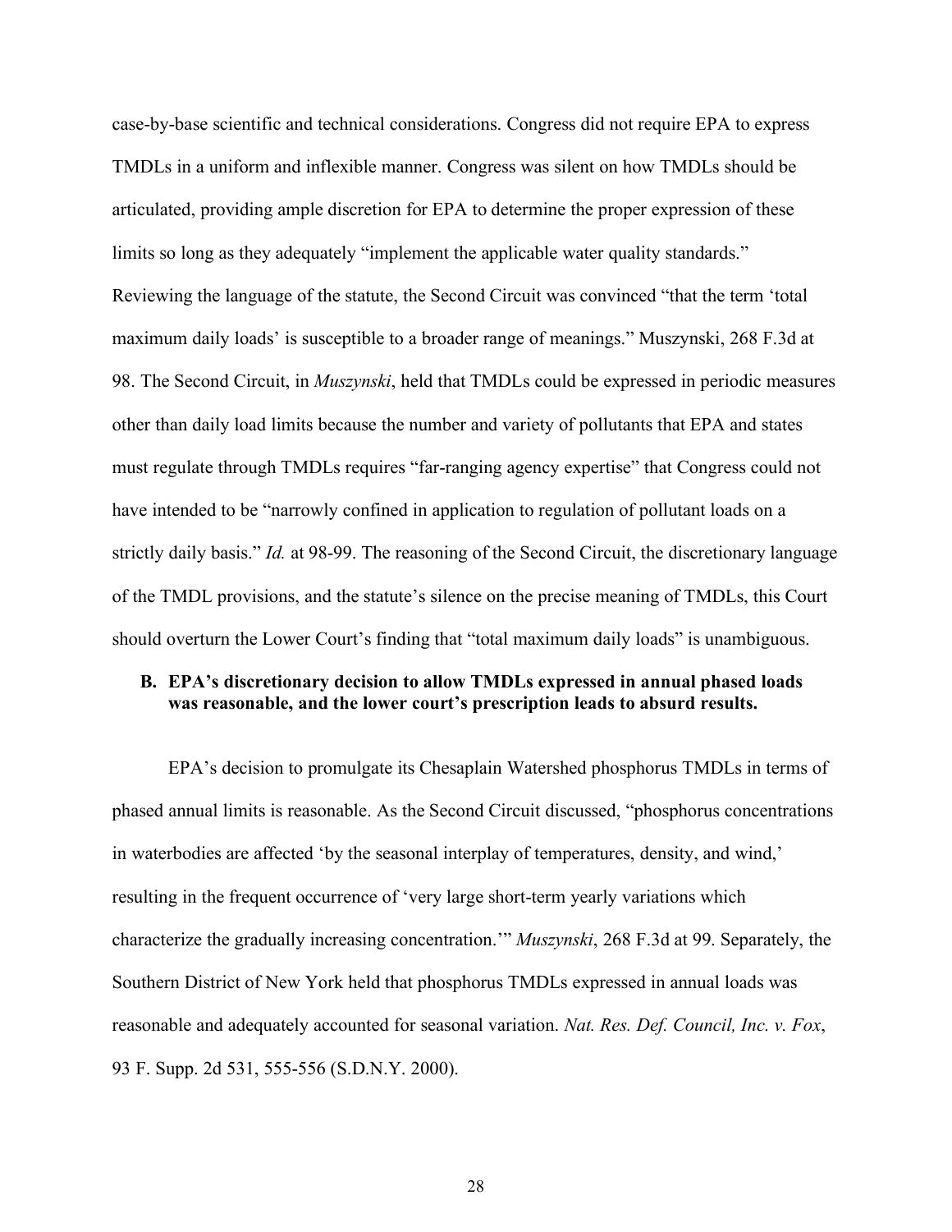case-by-base scientific and technical considerations. Congress did not require EPA to express TMDLs in a uniform and inflexible manner. Congress was silent on how TMDLs should be articulated, providing ample discretion for EPA to determine the proper expression of these limits so long as they adequately "implement the applicable water quality standards." Reviewing the language of the statute, the Second Circuit was convinced "that the term 'total maximum daily loads' is susceptible to a broader range of meanings." Muszynski, 268 F.3d at 98. The Second Circuit, in *Muszynski*, held that TMDLs could be expressed in periodic measures other than daily load limits because the number and variety of pollutants that EPA and states must regulate through TMDLs requires "far-ranging agency expertise" that Congress could not have intended to be "narrowly confined in application to regulation of pollutant loads on a strictly daily basis." *Id.* at 98-99. The reasoning of the Second Circuit, the discretionary language of the TMDL provisions, and the statute's silence on the precise meaning of TMDLs, this Court should overturn the Lower Court's finding that "total maximum daily loads" is unambiguous.

### B. EPA's discretionary decision to allow TMDLs expressed in annual phased loads was reasonable, and the lower court's prescription leads to absurd results.

EPA's decision to promulgate its Chesaplain Watershed phosphorus TMDLs in terms of phased annual limits is reasonable. As the Second Circuit discussed, "phosphorus concentrations in waterbodies are affected 'by the seasonal interplay of temperatures, density, and wind,' resulting in the frequent occurrence of 'very large short-term yearly variations which characterize the gradually increasing concentration.'" *Muszynski*, 268 F.3d at 99. Separately, the Southern District of New York held that phosphorus TMDLs expressed in annual loads was reasonable and adequately accounted for seasonal variation. *Nat. Res. Def. Council, Inc. v. Fox*, 93 F. Supp. 2d 531, 555-556 (S.D.N.Y. 2000).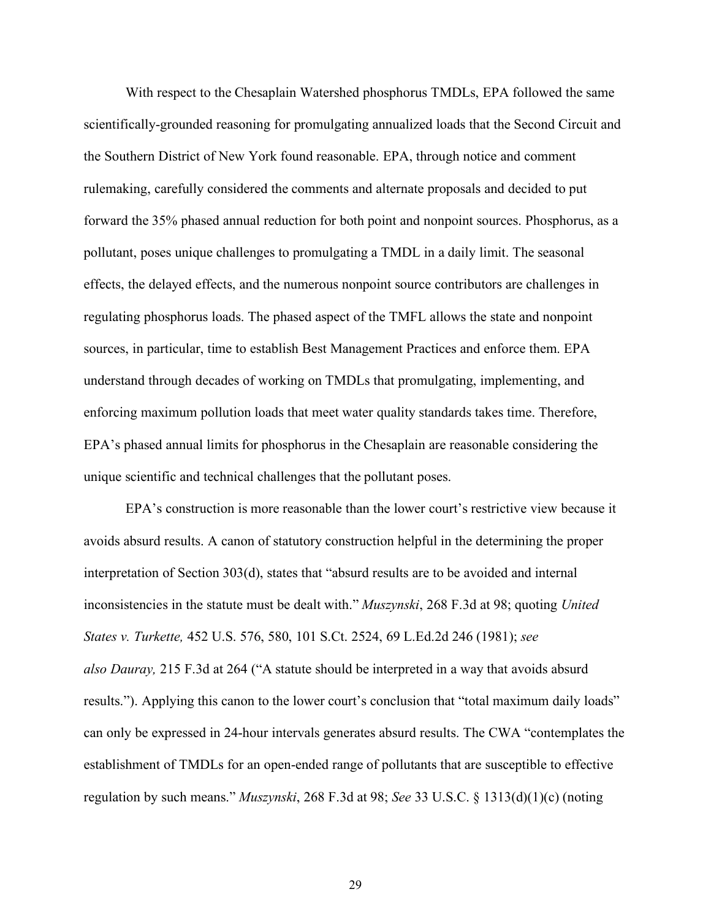With respect to the Chesaplain Watershed phosphorus TMDLs, EPA followed the same scientifically-grounded reasoning for promulgating annualized loads that the Second Circuit and the Southern District of New York found reasonable. EPA, through notice and comment rulemaking, carefully considered the comments and alternate proposals and decided to put forward the 35% phased annual reduction for both point and nonpoint sources. Phosphorus, as a pollutant, poses unique challenges to promulgating a TMDL in a daily limit. The seasonal effects, the delayed effects, and the numerous nonpoint source contributors are challenges in regulating phosphorus loads. The phased aspect of the TMFL allows the state and nonpoint sources, in particular, time to establish Best Management Practices and enforce them. EPA understand through decades of working on TMDLs that promulgating, implementing, and enforcing maximum pollution loads that meet water quality standards takes time. Therefore, EPA's phased annual limits for phosphorus in the Chesaplain are reasonable considering the unique scientific and technical challenges that the pollutant poses.

EPA's construction is more reasonable than the lower court's restrictive view because it avoids absurd results. A canon of statutory construction helpful in the determining the proper interpretation of Section 303(d), states that "absurd results are to be avoided and internal inconsistencies in the statute must be dealt with." *Muszynski*, 268 F.3d at 98; quoting *United States v. Turkette,* 452 U.S. 576, 580, 101 S.Ct. 2524, 69 L.Ed.2d 246 (1981); *see also Dauray,* 215 F.3d at 264 ("A statute should be interpreted in a way that avoids absurd results."). Applying this canon to the lower court's conclusion that "total maximum daily loads" can only be expressed in 24-hour intervals generates absurd results. The CWA "contemplates the establishment of TMDLs for an open-ended range of pollutants that are susceptible to effective regulation by such means." *Muszynski*, 268 F.3d at 98; *See* 33 U.S.C. § 1313(d)(1)(c) (noting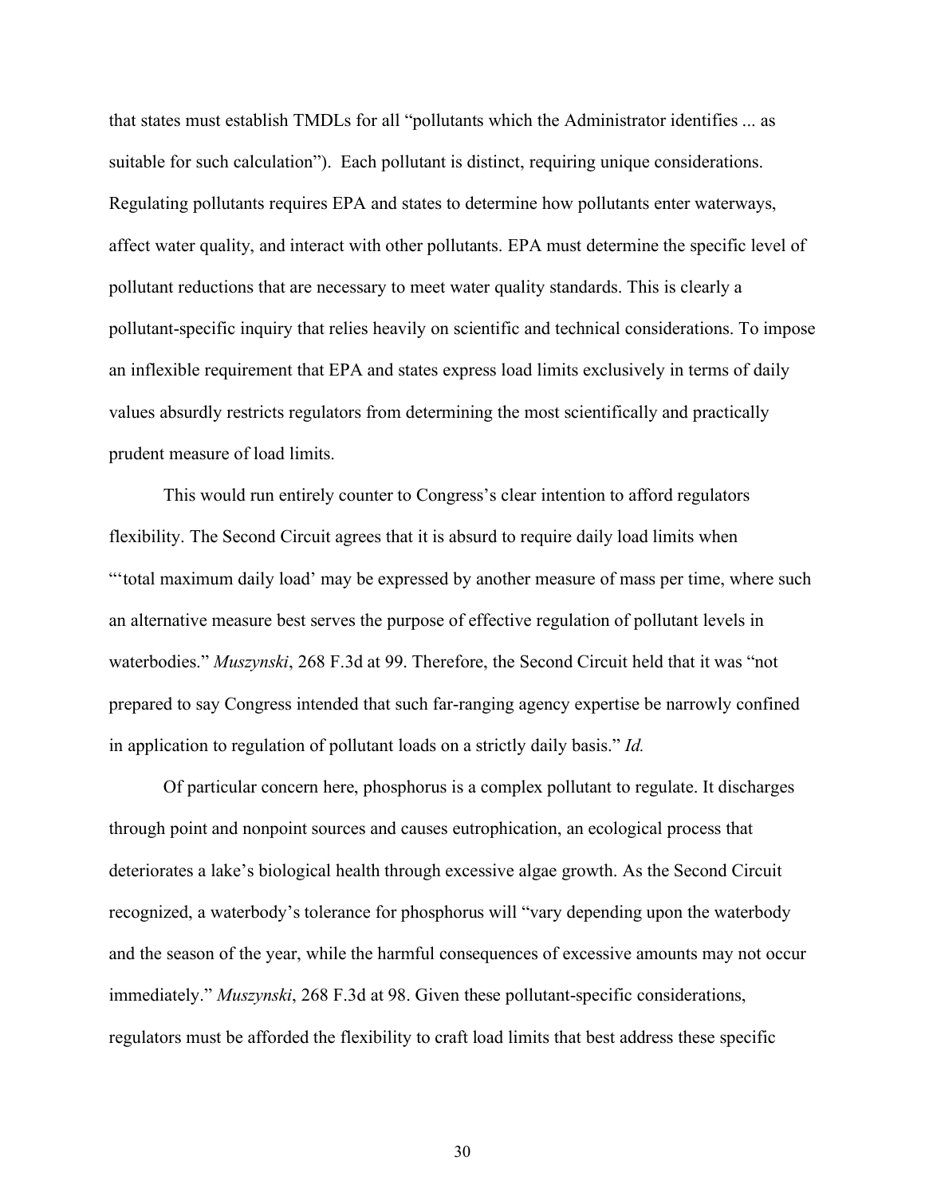that states must establish TMDLs for all "pollutants which the Administrator identifies ... as suitable for such calculation"). Each pollutant is distinct, requiring unique considerations. Regulating pollutants requires EPA and states to determine how pollutants enter waterways, affect water quality, and interact with other pollutants. EPA must determine the specific level of pollutant reductions that are necessary to meet water quality standards. This is clearly a pollutant-specific inquiry that relies heavily on scientific and technical considerations. To impose an inflexible requirement that EPA and states express load limits exclusively in terms of daily values absurdly restricts regulators from determining the most scientifically and practically prudent measure of load limits.

This would run entirely counter to Congress's clear intention to afford regulators flexibility. The Second Circuit agrees that it is absurd to require daily load limits when "'total maximum daily load' may be expressed by another measure of mass per time, where such an alternative measure best serves the purpose of effective regulation of pollutant levels in waterbodies." *Muszynski*, 268 F.3d at 99. Therefore, the Second Circuit held that it was "not prepared to say Congress intended that such far-ranging agency expertise be narrowly confined in application to regulation of pollutant loads on a strictly daily basis." *Id.*

Of particular concern here, phosphorus is a complex pollutant to regulate. It discharges through point and nonpoint sources and causes eutrophication, an ecological process that deteriorates a lake's biological health through excessive algae growth. As the Second Circuit recognized, a waterbody's tolerance for phosphorus will "vary depending upon the waterbody and the season of the year, while the harmful consequences of excessive amounts may not occur immediately." *Muszynski*, 268 F.3d at 98. Given these pollutant-specific considerations, regulators must be afforded the flexibility to craft load limits that best address these specific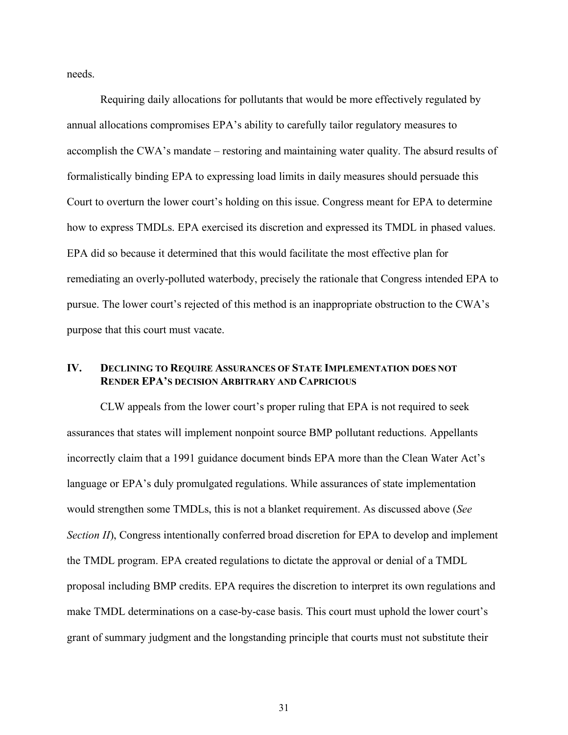needs.

Requiring daily allocations for pollutants that would be more effectively regulated by annual allocations compromises EPA's ability to carefully tailor regulatory measures to accomplish the CWA's mandate – restoring and maintaining water quality. The absurd results of formalistically binding EPA to expressing load limits in daily measures should persuade this Court to overturn the lower court's holding on this issue. Congress meant for EPA to determine how to express TMDLs. EPA exercised its discretion and expressed its TMDL in phased values. EPA did so because it determined that this would facilitate the most effective plan for remediating an overly-polluted waterbody, precisely the rationale that Congress intended EPA to pursue. The lower court's rejected of this method is an inappropriate obstruction to the CWA's purpose that this court must vacate.

## IV. DECLINING TO REQUIRE ASSURANCES OF STATE IMPLEMENTATION DOES NOT RENDER EPA'S DECISION ARBITRARY AND CAPRICIOUS

CLW appeals from the lower court's proper ruling that EPA is not required to seek assurances that states will implement nonpoint source BMP pollutant reductions. Appellants incorrectly claim that a 1991 guidance document binds EPA more than the Clean Water Act's language or EPA's duly promulgated regulations. While assurances of state implementation would strengthen some TMDLs, this is not a blanket requirement. As discussed above (*See Section II*), Congress intentionally conferred broad discretion for EPA to develop and implement the TMDL program. EPA created regulations to dictate the approval or denial of a TMDL proposal including BMP credits. EPA requires the discretion to interpret its own regulations and make TMDL determinations on a case-by-case basis. This court must uphold the lower court's grant of summary judgment and the longstanding principle that courts must not substitute their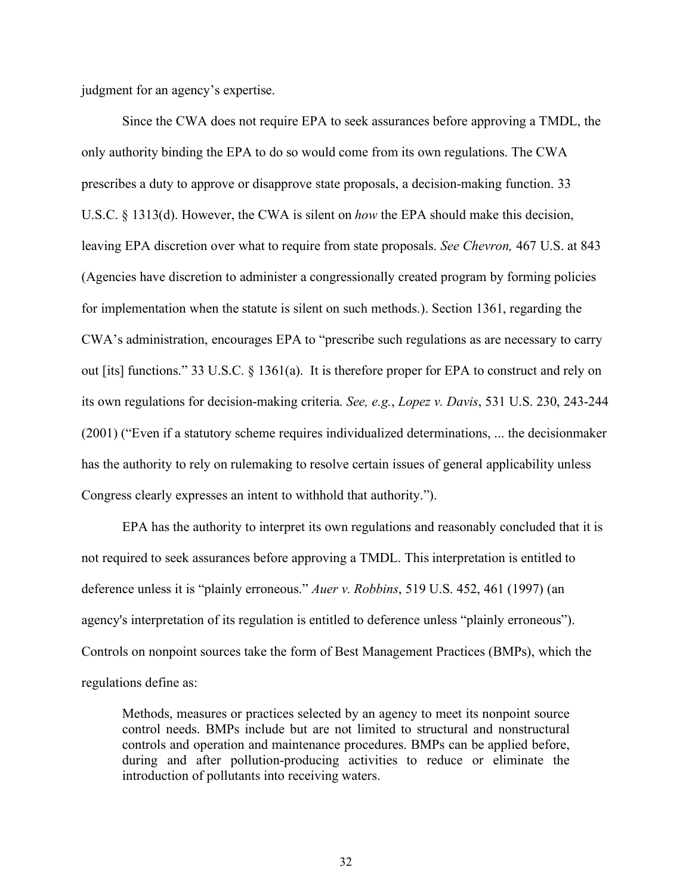judgment for an agency's expertise.

Since the CWA does not require EPA to seek assurances before approving a TMDL, the only authority binding the EPA to do so would come from its own regulations. The CWA prescribes a duty to approve or disapprove state proposals, a decision-making function. 33 U.S.C. § 1313(d). However, the CWA is silent on *how* the EPA should make this decision, leaving EPA discretion over what to require from state proposals. *See Chevron,* 467 U.S. at 843 (Agencies have discretion to administer a congressionally created program by forming policies for implementation when the statute is silent on such methods.). Section 1361, regarding the CWA's administration, encourages EPA to "prescribe such regulations as are necessary to carry out [its] functions." 33 U.S.C. § 1361(a). It is therefore proper for EPA to construct and rely on its own regulations for decision-making criteria. *See, e.g.*, *Lopez v. Davis*, 531 U.S. 230, 243-244 (2001) ("Even if a statutory scheme requires individualized determinations, ... the decisionmaker has the authority to rely on rulemaking to resolve certain issues of general applicability unless Congress clearly expresses an intent to withhold that authority.").

EPA has the authority to interpret its own regulations and reasonably concluded that it is not required to seek assurances before approving a TMDL. This interpretation is entitled to deference unless it is "plainly erroneous." *Auer v. Robbins*, 519 U.S. 452, 461 (1997) (an agency's interpretation of its regulation is entitled to deference unless "plainly erroneous"). Controls on nonpoint sources take the form of Best Management Practices (BMPs), which the regulations define as:

> Methods, measures or practices selected by an agency to meet its nonpoint source control needs. BMPs include but are not limited to structural and nonstructural controls and operation and maintenance procedures. BMPs can be applied before, during and after pollution-producing activities to reduce or eliminate the introduction of pollutants into receiving waters.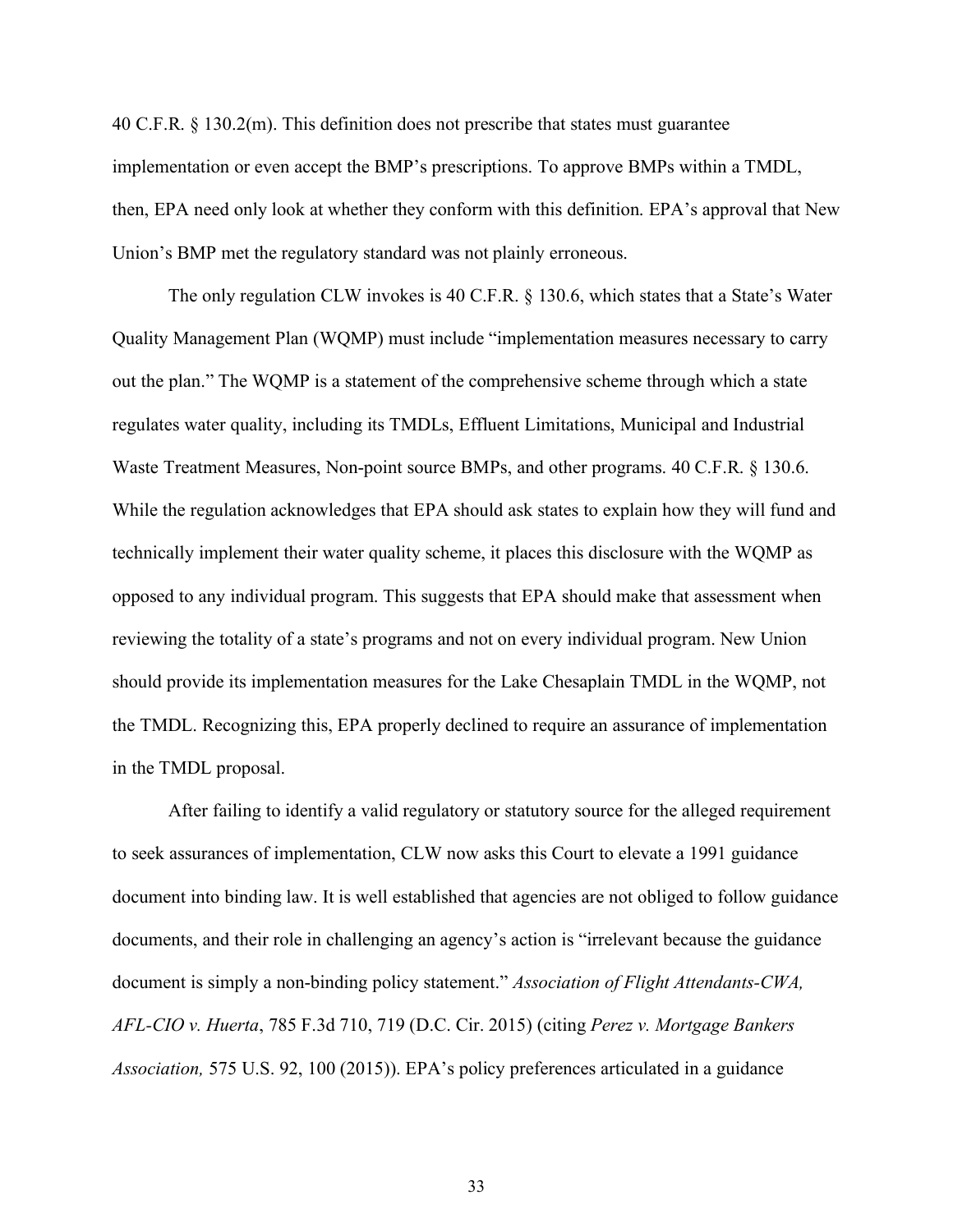40 C.F.R. § 130.2(m). This definition does not prescribe that states must guarantee implementation or even accept the BMP's prescriptions. To approve BMPs within a TMDL, then, EPA need only look at whether they conform with this definition. EPA's approval that New Union's BMP met the regulatory standard was not plainly erroneous.

The only regulation CLW invokes is 40 C.F.R. § 130.6, which states that a State's Water Quality Management Plan (WQMP) must include "implementation measures necessary to carry out the plan." The WQMP is a statement of the comprehensive scheme through which a state regulates water quality, including its TMDLs, Effluent Limitations, Municipal and Industrial Waste Treatment Measures, Non-point source BMPs, and other programs. 40 C.F.R. § 130.6. While the regulation acknowledges that EPA should ask states to explain how they will fund and technically implement their water quality scheme, it places this disclosure with the WQMP as opposed to any individual program. This suggests that EPA should make that assessment when reviewing the totality of a state's programs and not on every individual program. New Union should provide its implementation measures for the Lake Chesaplain TMDL in the WQMP, not the TMDL. Recognizing this, EPA properly declined to require an assurance of implementation in the TMDL proposal.

After failing to identify a valid regulatory or statutory source for the alleged requirement to seek assurances of implementation, CLW now asks this Court to elevate a 1991 guidance document into binding law. It is well established that agencies are not obliged to follow guidance documents, and their role in challenging an agency's action is "irrelevant because the guidance document is simply a non-binding policy statement." *Association of Flight Attendants-CWA, AFL-CIO v. Huerta*, 785 F.3d 710, 719 (D.C. Cir. 2015) (citing *Perez v. Mortgage Bankers Association,* 575 U.S. 92, 100 (2015)). EPA's policy preferences articulated in a guidance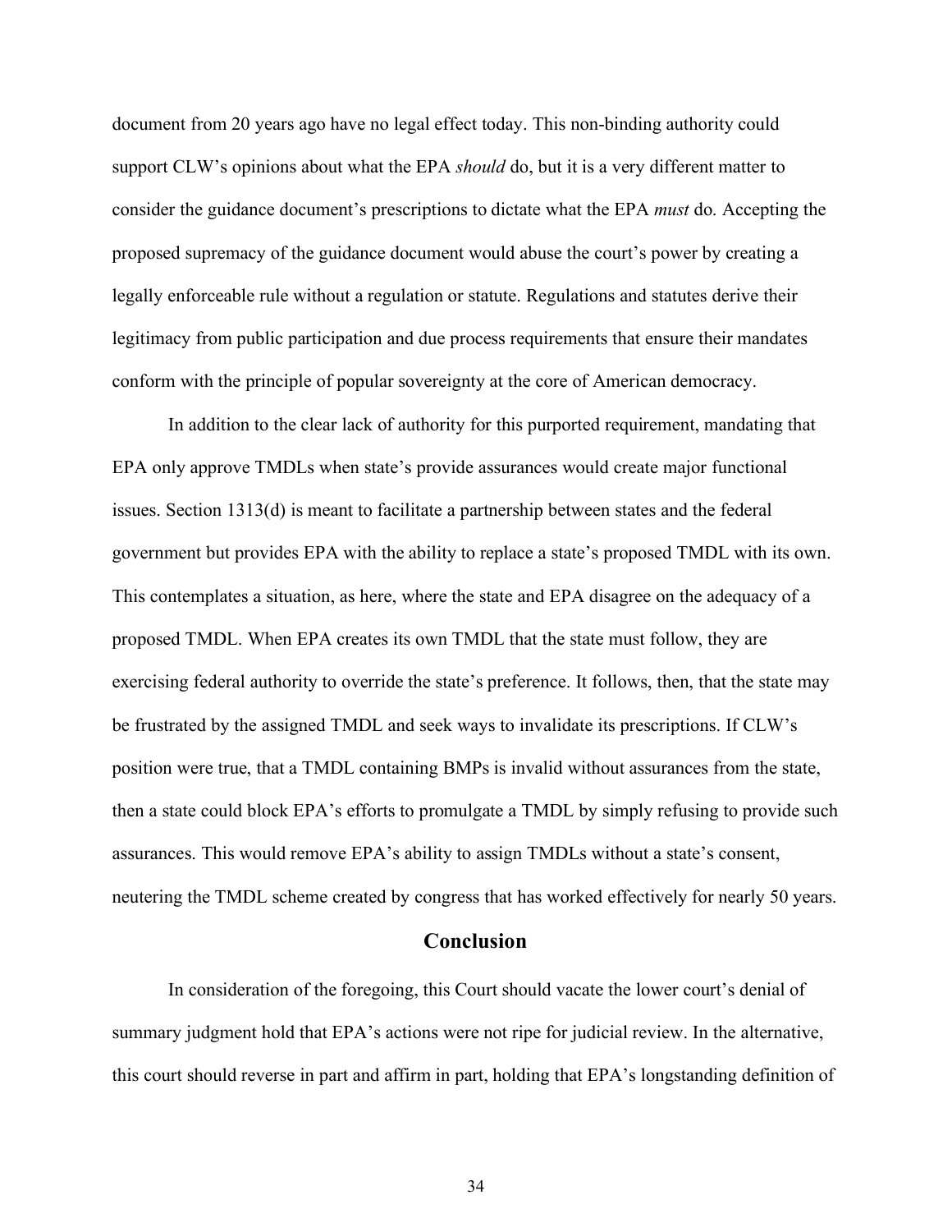document from 20 years ago have no legal effect today. This non-binding authority could support CLW's opinions about what the EPA *should* do, but it is a very different matter to consider the guidance document's prescriptions to dictate what the EPA *must* do. Accepting the proposed supremacy of the guidance document would abuse the court's power by creating a legally enforceable rule without a regulation or statute. Regulations and statutes derive their legitimacy from public participation and due process requirements that ensure their mandates conform with the principle of popular sovereignty at the core of American democracy.

In addition to the clear lack of authority for this purported requirement, mandating that EPA only approve TMDLs when state's provide assurances would create major functional issues. Section 1313(d) is meant to facilitate a partnership between states and the federal government but provides EPA with the ability to replace a state's proposed TMDL with its own. This contemplates a situation, as here, where the state and EPA disagree on the adequacy of a proposed TMDL. When EPA creates its own TMDL that the state must follow, they are exercising federal authority to override the state's preference. It follows, then, that the state may be frustrated by the assigned TMDL and seek ways to invalidate its prescriptions. If CLW's position were true, that a TMDL containing BMPs is invalid without assurances from the state, then a state could block EPA's efforts to promulgate a TMDL by simply refusing to provide such assurances. This would remove EPA's ability to assign TMDLs without a state's consent, neutering the TMDL scheme created by congress that has worked effectively for nearly 50 years.

## Conclusion

In consideration of the foregoing, this Court should vacate the lower court's denial of summary judgment hold that EPA's actions were not ripe for judicial review. In the alternative, this court should reverse in part and affirm in part, holding that EPA's longstanding definition of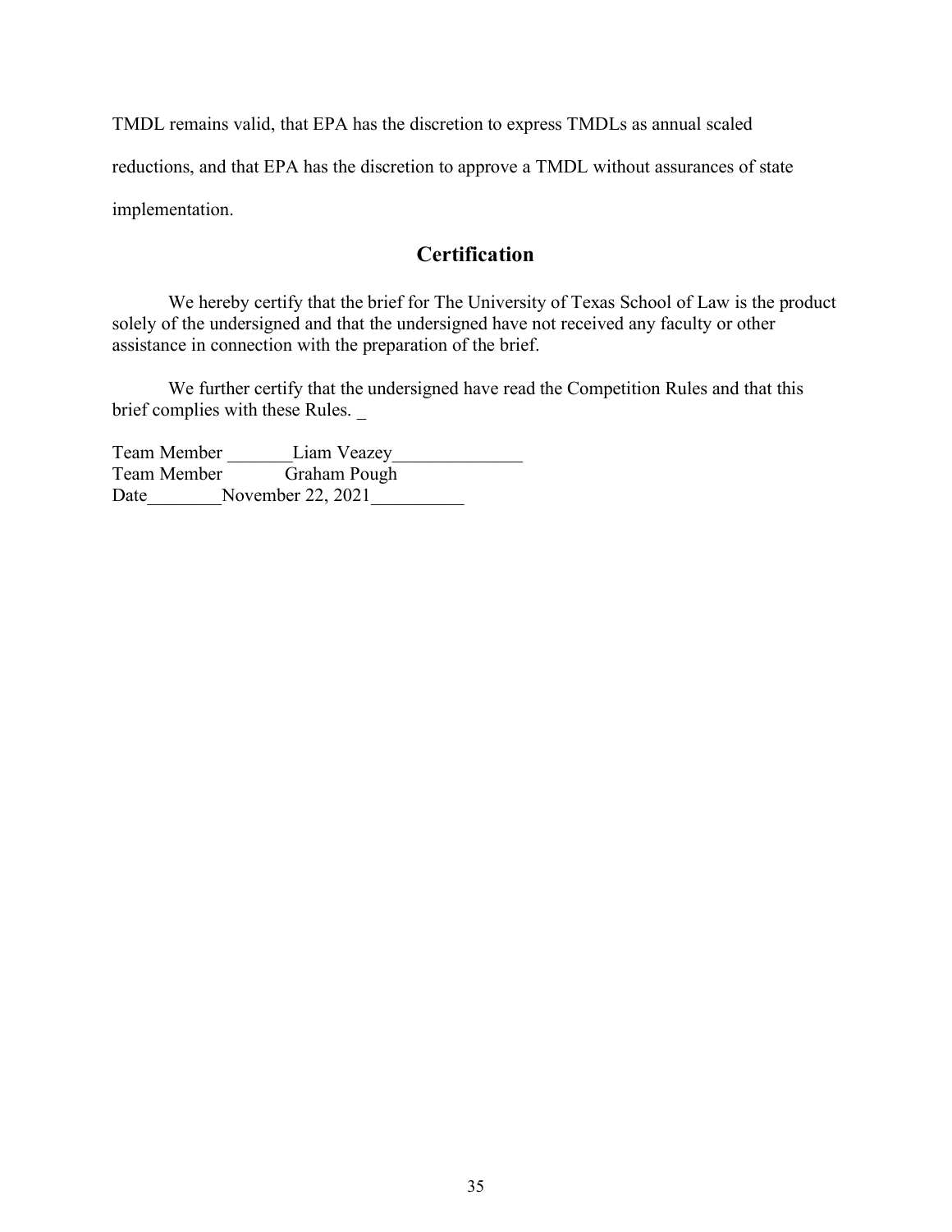TMDL remains valid, that EPA has the discretion to express TMDLs as annual scaled reductions, and that EPA has the discretion to approve a TMDL without assurances of state implementation.

## Certification

We hereby certify that the brief for The University of Texas School of Law is the product solely of the undersigned and that the undersigned have not received any faculty or other assistance in connection with the preparation of the brief.

We further certify that the undersigned have read the Competition Rules and that this brief complies with these Rules. _

Team Member _______Liam Veazey______________
Team Member Graham Pough
Date________November 22, 2021__________